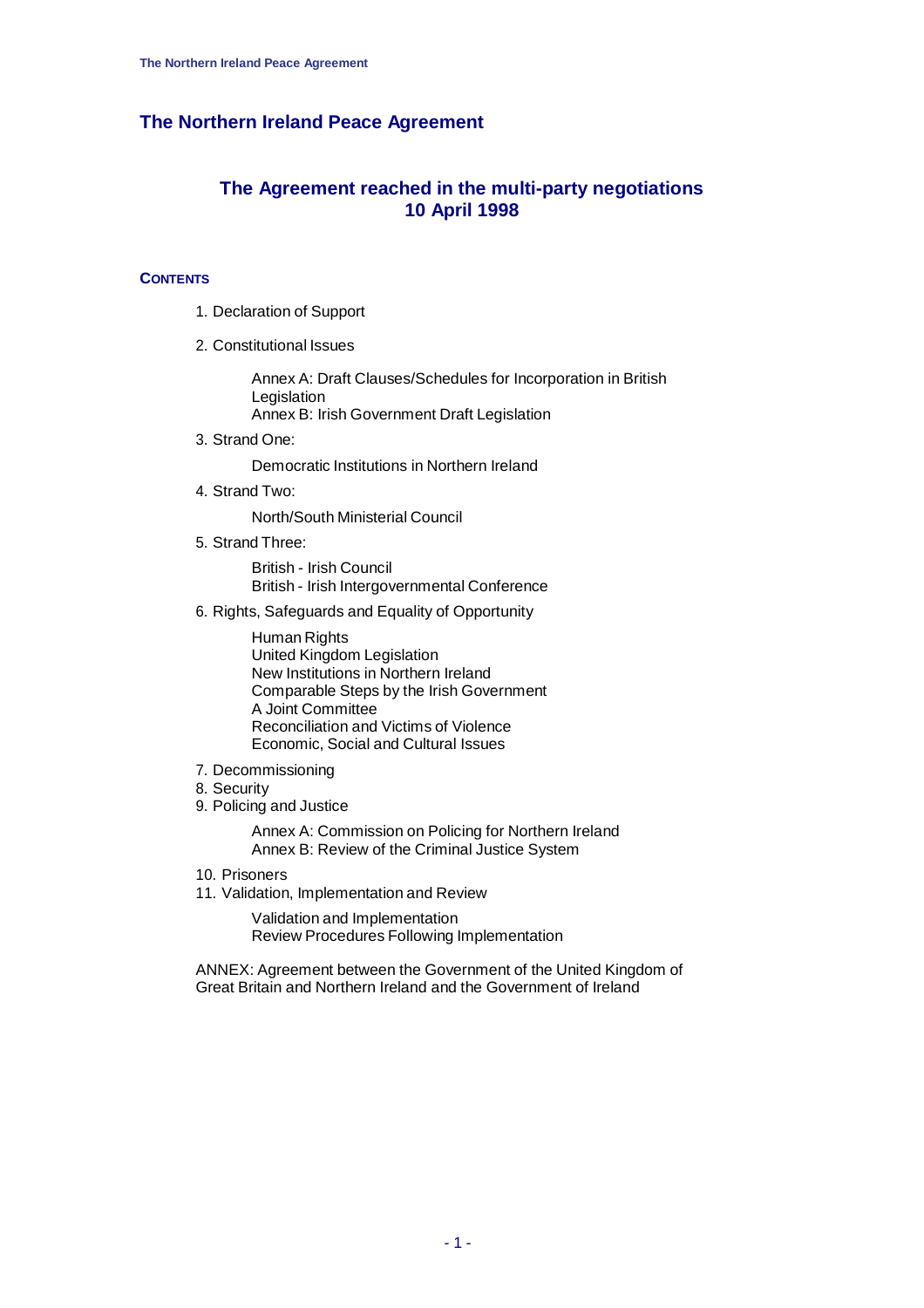# The Northern Ireland Peace Agreement

## The Agreement reached in the multi-party negotiations 10 April 1998

### CONTENTS

1. Declaration of Support
2. Constitutional Issues

    Annex A: Draft Clauses/Schedules for Incorporation in British Legislation
    Annex B: Irish Government Draft Legislation

3. Strand One:

    Democratic Institutions in Northern Ireland

4. Strand Two:

    North/South Ministerial Council

5. Strand Three:

    British - Irish Council
    British - Irish Intergovernmental Conference

6. Rights, Safeguards and Equality of Opportunity

    Human Rights
    United Kingdom Legislation
    New Institutions in Northern Ireland
    Comparable Steps by the Irish Government
    A Joint Committee
    Reconciliation and Victims of Violence
    Economic, Social and Cultural Issues

7. Decommissioning
8. Security
9. Policing and Justice

    Annex A: Commission on Policing for Northern Ireland
    Annex B: Review of the Criminal Justice System

10. Prisoners
11. Validation, Implementation and Review

    Validation and Implementation
    Review Procedures Following Implementation

ANNEX: Agreement between the Government of the United Kingdom of Great Britain and Northern Ireland and the Government of Ireland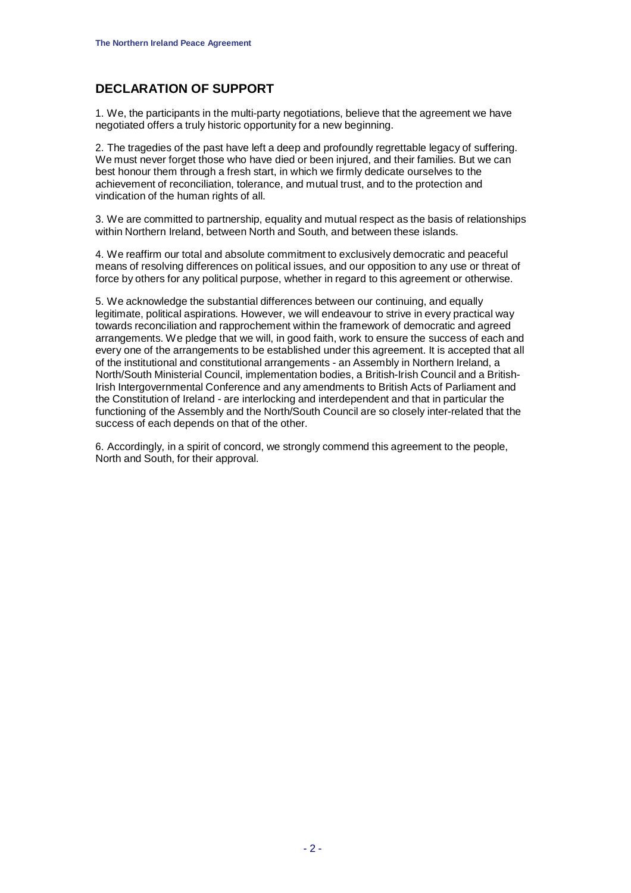## DECLARATION OF SUPPORT

1. We, the participants in the multi-party negotiations, believe that the agreement we have negotiated offers a truly historic opportunity for a new beginning.

2. The tragedies of the past have left a deep and profoundly regrettable legacy of suffering. We must never forget those who have died or been injured, and their families. But we can best honour them through a fresh start, in which we firmly dedicate ourselves to the achievement of reconciliation, tolerance, and mutual trust, and to the protection and vindication of the human rights of all.

3. We are committed to partnership, equality and mutual respect as the basis of relationships within Northern Ireland, between North and South, and between these islands.

4. We reaffirm our total and absolute commitment to exclusively democratic and peaceful means of resolving differences on political issues, and our opposition to any use or threat of force by others for any political purpose, whether in regard to this agreement or otherwise.

5. We acknowledge the substantial differences between our continuing, and equally legitimate, political aspirations. However, we will endeavour to strive in every practical way towards reconciliation and rapprochement within the framework of democratic and agreed arrangements. We pledge that we will, in good faith, work to ensure the success of each and every one of the arrangements to be established under this agreement. It is accepted that all of the institutional and constitutional arrangements - an Assembly in Northern Ireland, a North/South Ministerial Council, implementation bodies, a British-Irish Council and a British-Irish Intergovernmental Conference and any amendments to British Acts of Parliament and the Constitution of Ireland - are interlocking and interdependent and that in particular the functioning of the Assembly and the North/South Council are so closely inter-related that the success of each depends on that of the other.

6. Accordingly, in a spirit of concord, we strongly commend this agreement to the people, North and South, for their approval.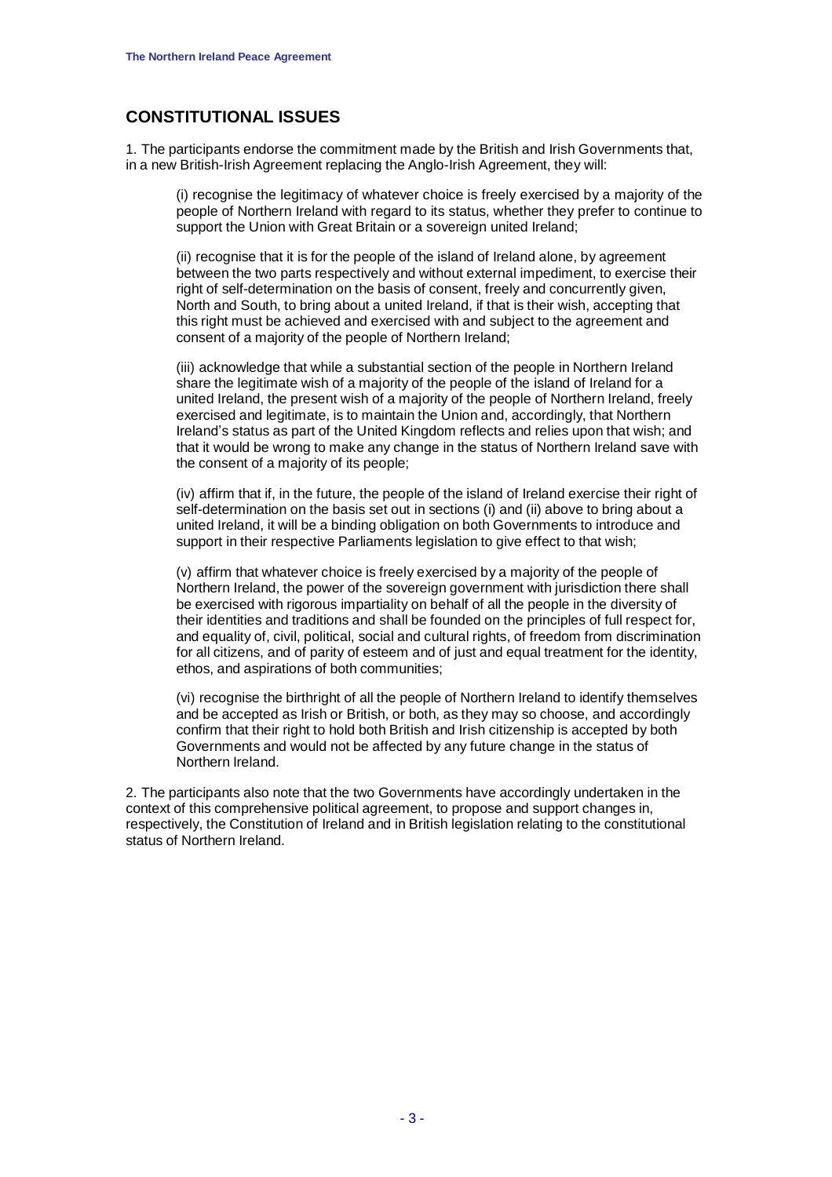## CONSTITUTIONAL ISSUES

1. The participants endorse the commitment made by the British and Irish Governments that, in a new British-Irish Agreement replacing the Anglo-Irish Agreement, they will:

(i) recognise the legitimacy of whatever choice is freely exercised by a majority of the people of Northern Ireland with regard to its status, whether they prefer to continue to support the Union with Great Britain or a sovereign united Ireland;

(ii) recognise that it is for the people of the island of Ireland alone, by agreement between the two parts respectively and without external impediment, to exercise their right of self-determination on the basis of consent, freely and concurrently given, North and South, to bring about a united Ireland, if that is their wish, accepting that this right must be achieved and exercised with and subject to the agreement and consent of a majority of the people of Northern Ireland;

(iii) acknowledge that while a substantial section of the people in Northern Ireland share the legitimate wish of a majority of the people of the island of Ireland for a united Ireland, the present wish of a majority of the people of Northern Ireland, freely exercised and legitimate, is to maintain the Union and, accordingly, that Northern Ireland's status as part of the United Kingdom reflects and relies upon that wish; and that it would be wrong to make any change in the status of Northern Ireland save with the consent of a majority of its people;

(iv) affirm that if, in the future, the people of the island of Ireland exercise their right of self-determination on the basis set out in sections (i) and (ii) above to bring about a united Ireland, it will be a binding obligation on both Governments to introduce and support in their respective Parliaments legislation to give effect to that wish;

(v) affirm that whatever choice is freely exercised by a majority of the people of Northern Ireland, the power of the sovereign government with jurisdiction there shall be exercised with rigorous impartiality on behalf of all the people in the diversity of their identities and traditions and shall be founded on the principles of full respect for, and equality of, civil, political, social and cultural rights, of freedom from discrimination for all citizens, and of parity of esteem and of just and equal treatment for the identity, ethos, and aspirations of both communities;

(vi) recognise the birthright of all the people of Northern Ireland to identify themselves and be accepted as Irish or British, or both, as they may so choose, and accordingly confirm that their right to hold both British and Irish citizenship is accepted by both Governments and would not be affected by any future change in the status of Northern Ireland.

2. The participants also note that the two Governments have accordingly undertaken in the context of this comprehensive political agreement, to propose and support changes in, respectively, the Constitution of Ireland and in British legislation relating to the constitutional status of Northern Ireland.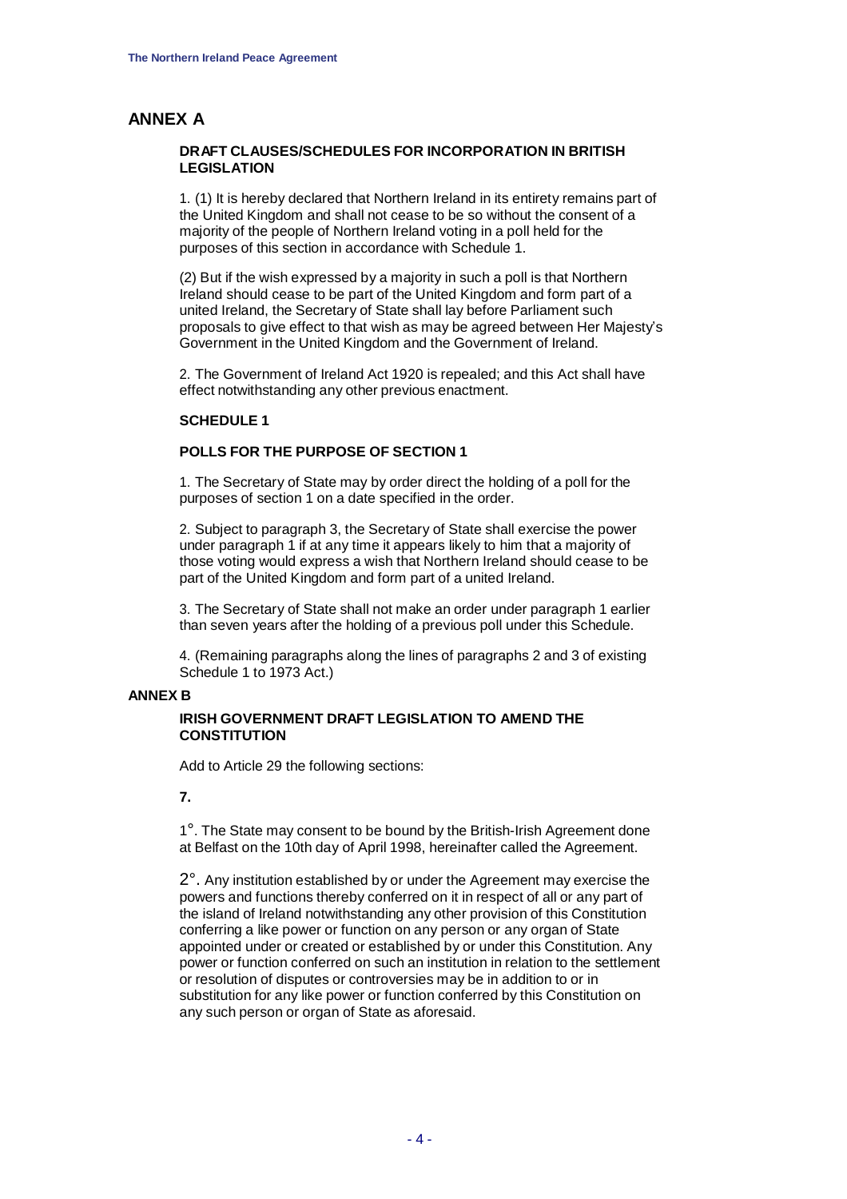## ANNEX A

**DRAFT CLAUSES/SCHEDULES FOR INCORPORATION IN BRITISH LEGISLATION**

1. (1) It is hereby declared that Northern Ireland in its entirety remains part of the United Kingdom and shall not cease to be so without the consent of a majority of the people of Northern Ireland voting in a poll held for the purposes of this section in accordance with Schedule 1.

(2) But if the wish expressed by a majority in such a poll is that Northern Ireland should cease to be part of the United Kingdom and form part of a united Ireland, the Secretary of State shall lay before Parliament such proposals to give effect to that wish as may be agreed between Her Majesty's Government in the United Kingdom and the Government of Ireland.

2. The Government of Ireland Act 1920 is repealed; and this Act shall have effect notwithstanding any other previous enactment.

**SCHEDULE 1**

**POLLS FOR THE PURPOSE OF SECTION 1**

1. The Secretary of State may by order direct the holding of a poll for the purposes of section 1 on a date specified in the order.

2. Subject to paragraph 3, the Secretary of State shall exercise the power under paragraph 1 if at any time it appears likely to him that a majority of those voting would express a wish that Northern Ireland should cease to be part of the United Kingdom and form part of a united Ireland.

3. The Secretary of State shall not make an order under paragraph 1 earlier than seven years after the holding of a previous poll under this Schedule.

4. (Remaining paragraphs along the lines of paragraphs 2 and 3 of existing Schedule 1 to 1973 Act.)

## ANNEX B

**IRISH GOVERNMENT DRAFT LEGISLATION TO AMEND THE CONSTITUTION**

Add to Article 29 the following sections:

**7.**

1°. The State may consent to be bound by the British-Irish Agreement done at Belfast on the 10th day of April 1998, hereinafter called the Agreement.

2°. Any institution established by or under the Agreement may exercise the powers and functions thereby conferred on it in respect of all or any part of the island of Ireland notwithstanding any other provision of this Constitution conferring a like power or function on any person or any organ of State appointed under or created or established by or under this Constitution. Any power or function conferred on such an institution in relation to the settlement or resolution of disputes or controversies may be in addition to or in substitution for any like power or function conferred by this Constitution on any such person or organ of State as aforesaid.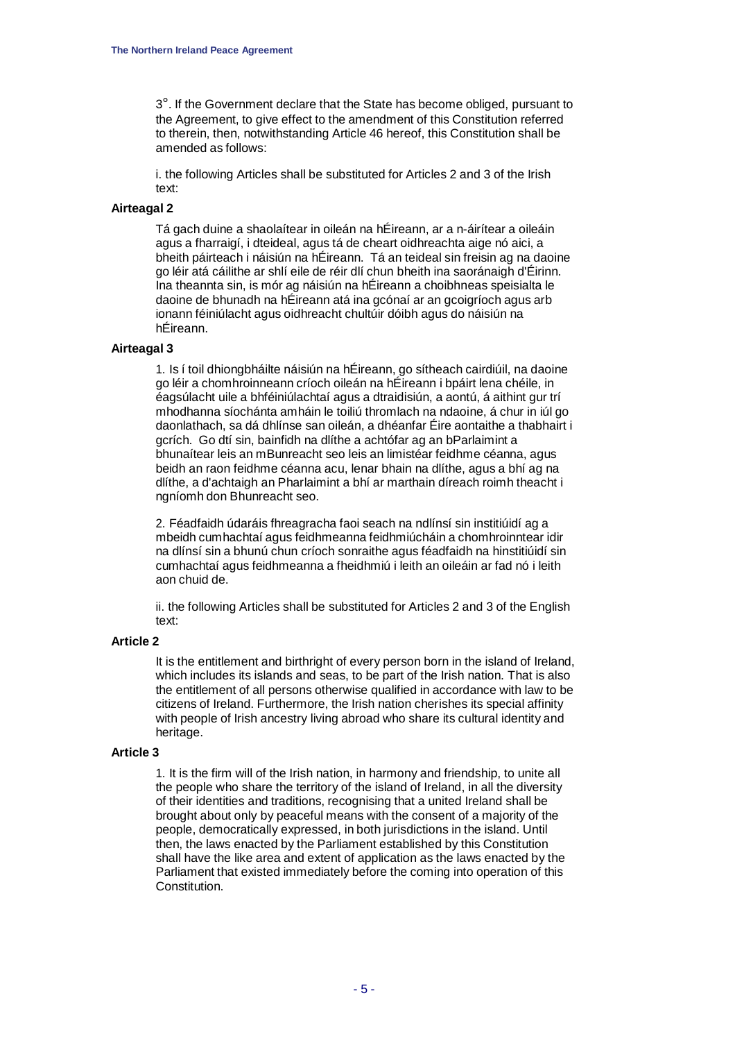3°. If the Government declare that the State has become obliged, pursuant to the Agreement, to give effect to the amendment of this Constitution referred to therein, then, notwithstanding Article 46 hereof, this Constitution shall be amended as follows:

i. the following Articles shall be substituted for Articles 2 and 3 of the Irish text:

**Airteagal 2**

Tá gach duine a shaolaítear in oileán na hÉireann, ar a n-áirítear a oileáin agus a fharraigí, i dteideal, agus tá de cheart oidhreachta aige nó aici, a bheith páirteach i náisiún na hÉireann. Tá an teideal sin freisin ag na daoine go léir atá cáilithe ar shlí eile de réir dlí chun bheith ina saoránaigh d'Éirinn. Ina theannta sin, is mór ag náisiún na hÉireann a choibhneas speisialta le daoine de bhunadh na hÉireann atá ina gcónaí ar an gcoigríoch agus arb ionann féiniúlacht agus oidhreacht chultúir dóibh agus do náisiún na hÉireann.

**Airteagal 3**

1. Is í toil dhiongbháilte náisiún na hÉireann, go sítheach cairdiúil, na daoine go léir a chomhroinneann críoch oileán na hÉireann i bpáirt lena chéile, in éagsúlacht uile a bhféiniúlachtaí agus a dtraidisiún, a aontú, á aithint gur trí mhodhanna síochánta amháin le toiliú thromlach na ndaoine, á chur in iúl go daonlathach, sa dá dhlínse san oileán, a dhéanfar Éire aontaithe a thabhairt i gcrích. Go dtí sin, bainfidh na dlíthe a achtófar ag an bParlaimint a bhunaítear leis an mBunreacht seo leis an limistéar feidhme céanna, agus beidh an raon feidhme céanna acu, lenar bhain na dlíthe, agus a bhí ag na dlíthe, a d'achtaigh an Pharlaimint a bhí ar marthain díreach roimh theacht i ngníomh don Bhunreacht seo.

2. Féadfaidh údaráis fhreagracha faoi seach na ndlínsí sin institiúidí ag a mbeidh cumhachtaí agus feidhmeanna feidhmiúcháin a chomhroinntear idir na dlínsí sin a bhunú chun críoch sonraithe agus féadfaidh na hinstitiúidí sin cumhachtaí agus feidhmeanna a fheidhmiú i leith an oileáin ar fad nó i leith aon chuid de.

ii. the following Articles shall be substituted for Articles 2 and 3 of the English text:

**Article 2**

It is the entitlement and birthright of every person born in the island of Ireland, which includes its islands and seas, to be part of the Irish nation. That is also the entitlement of all persons otherwise qualified in accordance with law to be citizens of Ireland. Furthermore, the Irish nation cherishes its special affinity with people of Irish ancestry living abroad who share its cultural identity and heritage.

**Article 3**

1. It is the firm will of the Irish nation, in harmony and friendship, to unite all the people who share the territory of the island of Ireland, in all the diversity of their identities and traditions, recognising that a united Ireland shall be brought about only by peaceful means with the consent of a majority of the people, democratically expressed, in both jurisdictions in the island. Until then, the laws enacted by the Parliament established by this Constitution shall have the like area and extent of application as the laws enacted by the Parliament that existed immediately before the coming into operation of this Constitution.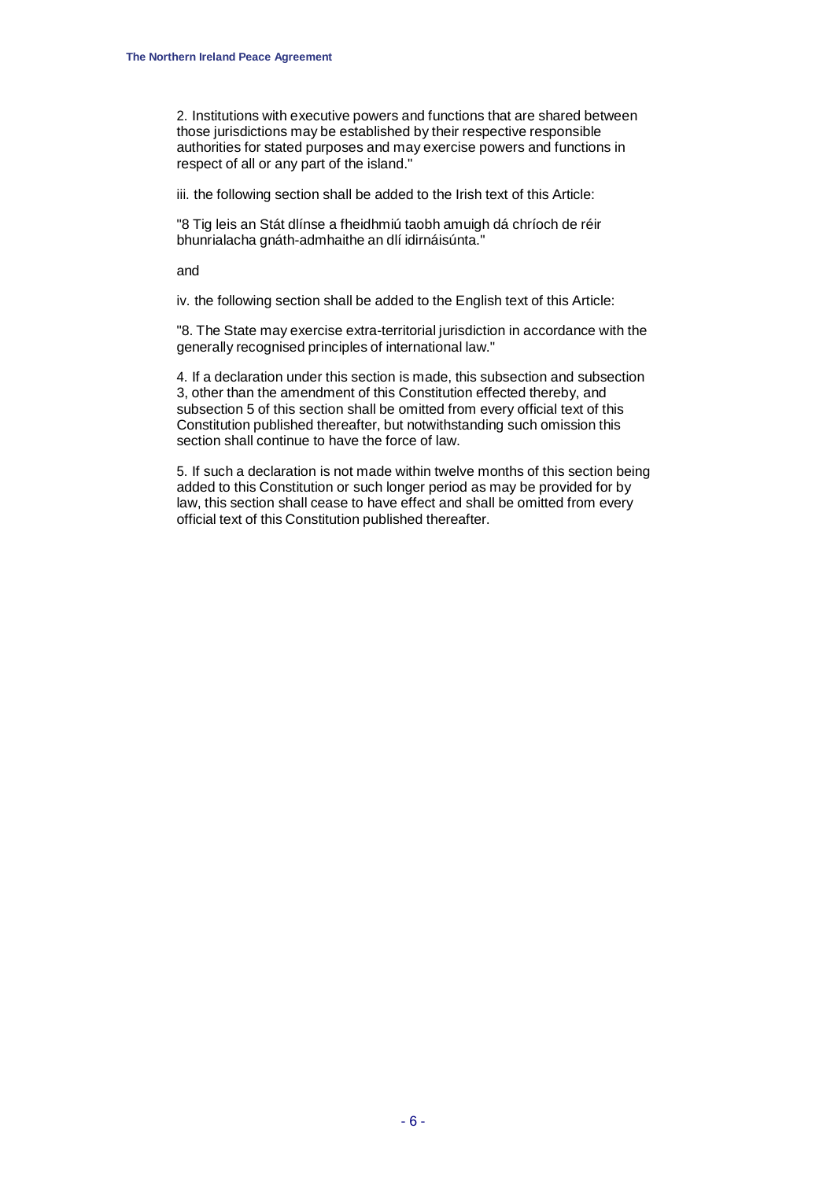2. Institutions with executive powers and functions that are shared between those jurisdictions may be established by their respective responsible authorities for stated purposes and may exercise powers and functions in respect of all or any part of the island."

iii. the following section shall be added to the Irish text of this Article:

"8 Tig leis an Stát dlínse a fheidhmiú taobh amuigh dá chríoch de réir bhunrialacha gnáth-admhaithe an dlí idirnáisúnta."

and

iv. the following section shall be added to the English text of this Article:

"8. The State may exercise extra-territorial jurisdiction in accordance with the generally recognised principles of international law."

4. If a declaration under this section is made, this subsection and subsection 3, other than the amendment of this Constitution effected thereby, and subsection 5 of this section shall be omitted from every official text of this Constitution published thereafter, but notwithstanding such omission this section shall continue to have the force of law.

5. If such a declaration is not made within twelve months of this section being added to this Constitution or such longer period as may be provided for by law, this section shall cease to have effect and shall be omitted from every official text of this Constitution published thereafter.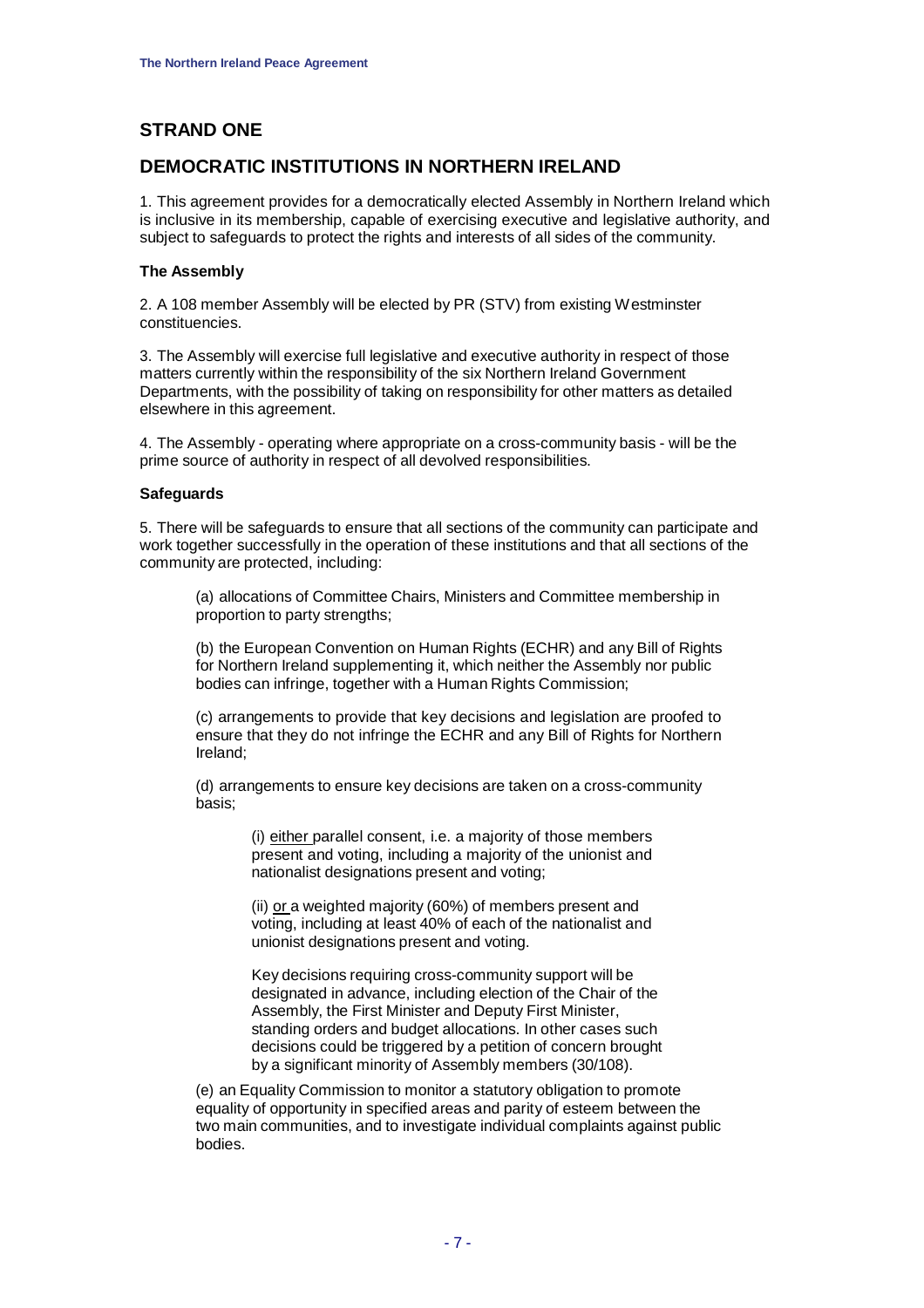## STRAND ONE

## DEMOCRATIC INSTITUTIONS IN NORTHERN IRELAND

1. This agreement provides for a democratically elected Assembly in Northern Ireland which is inclusive in its membership, capable of exercising executive and legislative authority, and subject to safeguards to protect the rights and interests of all sides of the community.

**The Assembly**

2. A 108 member Assembly will be elected by PR (STV) from existing Westminster constituencies.

3. The Assembly will exercise full legislative and executive authority in respect of those matters currently within the responsibility of the six Northern Ireland Government Departments, with the possibility of taking on responsibility for other matters as detailed elsewhere in this agreement.

4. The Assembly - operating where appropriate on a cross-community basis - will be the prime source of authority in respect of all devolved responsibilities.

**Safeguards**

5. There will be safeguards to ensure that all sections of the community can participate and work together successfully in the operation of these institutions and that all sections of the community are protected, including:

> (a) allocations of Committee Chairs, Ministers and Committee membership in proportion to party strengths;
>
> (b) the European Convention on Human Rights (ECHR) and any Bill of Rights for Northern Ireland supplementing it, which neither the Assembly nor public bodies can infringe, together with a Human Rights Commission;
>
> (c) arrangements to provide that key decisions and legislation are proofed to ensure that they do not infringe the ECHR and any Bill of Rights for Northern Ireland;
>
> (d) arrangements to ensure key decisions are taken on a cross-community basis;
>
> > (i) <u>either</u> parallel consent, i.e. a majority of those members present and voting, including a majority of the unionist and nationalist designations present and voting;
> >
> > (ii) <u>or</u> a weighted majority (60%) of members present and voting, including at least 40% of each of the nationalist and unionist designations present and voting.
> >
> > Key decisions requiring cross-community support will be designated in advance, including election of the Chair of the Assembly, the First Minister and Deputy First Minister, standing orders and budget allocations. In other cases such decisions could be triggered by a petition of concern brought by a significant minority of Assembly members (30/108).
>
> (e) an Equality Commission to monitor a statutory obligation to promote equality of opportunity in specified areas and parity of esteem between the two main communities, and to investigate individual complaints against public bodies.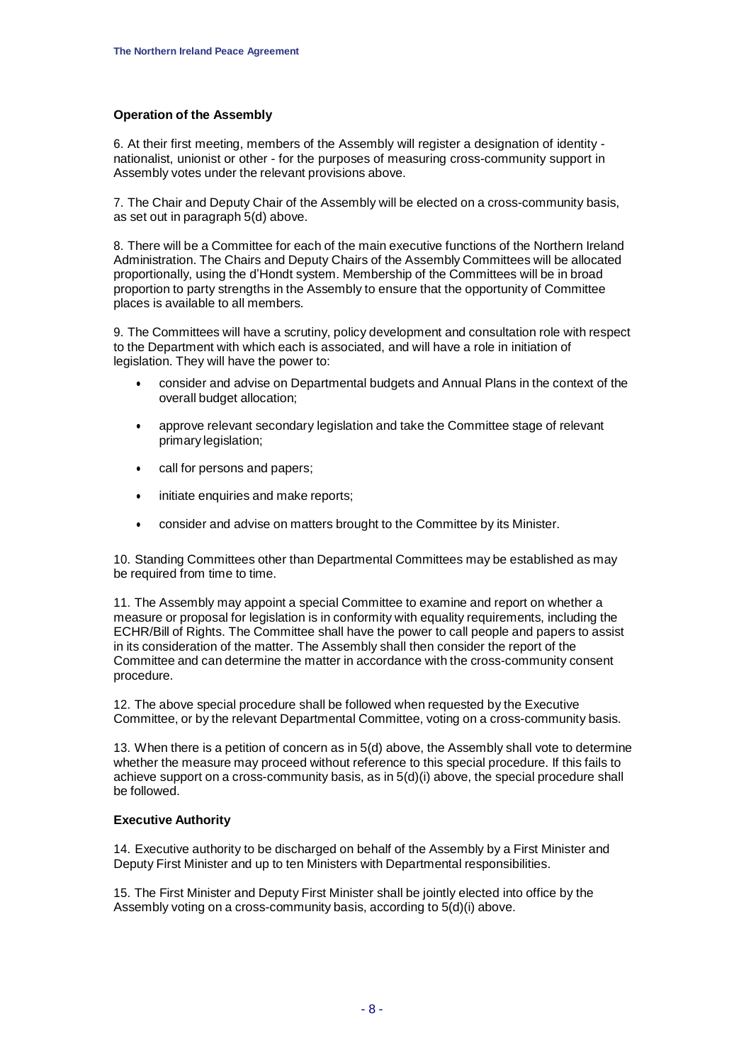### Operation of the Assembly

6. At their first meeting, members of the Assembly will register a designation of identity - nationalist, unionist or other - for the purposes of measuring cross-community support in Assembly votes under the relevant provisions above.

7. The Chair and Deputy Chair of the Assembly will be elected on a cross-community basis, as set out in paragraph 5(d) above.

8. There will be a Committee for each of the main executive functions of the Northern Ireland Administration. The Chairs and Deputy Chairs of the Assembly Committees will be allocated proportionally, using the d'Hondt system. Membership of the Committees will be in broad proportion to party strengths in the Assembly to ensure that the opportunity of Committee places is available to all members.

9. The Committees will have a scrutiny, policy development and consultation role with respect to the Department with which each is associated, and will have a role in initiation of legislation. They will have the power to:

- consider and advise on Departmental budgets and Annual Plans in the context of the overall budget allocation;
- approve relevant secondary legislation and take the Committee stage of relevant primary legislation;
- call for persons and papers;
- initiate enquiries and make reports;
- consider and advise on matters brought to the Committee by its Minister.

10. Standing Committees other than Departmental Committees may be established as may be required from time to time.

11. The Assembly may appoint a special Committee to examine and report on whether a measure or proposal for legislation is in conformity with equality requirements, including the ECHR/Bill of Rights. The Committee shall have the power to call people and papers to assist in its consideration of the matter. The Assembly shall then consider the report of the Committee and can determine the matter in accordance with the cross-community consent procedure.

12. The above special procedure shall be followed when requested by the Executive Committee, or by the relevant Departmental Committee, voting on a cross-community basis.

13. When there is a petition of concern as in 5(d) above, the Assembly shall vote to determine whether the measure may proceed without reference to this special procedure. If this fails to achieve support on a cross-community basis, as in 5(d)(i) above, the special procedure shall be followed.

### Executive Authority

14. Executive authority to be discharged on behalf of the Assembly by a First Minister and Deputy First Minister and up to ten Ministers with Departmental responsibilities.

15. The First Minister and Deputy First Minister shall be jointly elected into office by the Assembly voting on a cross-community basis, according to 5(d)(i) above.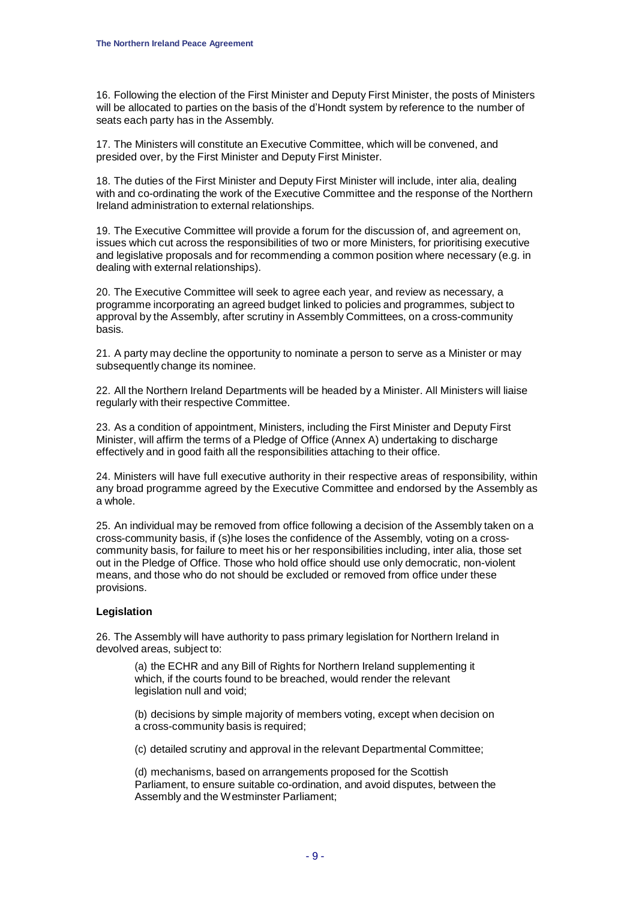16. Following the election of the First Minister and Deputy First Minister, the posts of Ministers will be allocated to parties on the basis of the d'Hondt system by reference to the number of seats each party has in the Assembly.

17. The Ministers will constitute an Executive Committee, which will be convened, and presided over, by the First Minister and Deputy First Minister.

18. The duties of the First Minister and Deputy First Minister will include, inter alia, dealing with and co-ordinating the work of the Executive Committee and the response of the Northern Ireland administration to external relationships.

19. The Executive Committee will provide a forum for the discussion of, and agreement on, issues which cut across the responsibilities of two or more Ministers, for prioritising executive and legislative proposals and for recommending a common position where necessary (e.g. in dealing with external relationships).

20. The Executive Committee will seek to agree each year, and review as necessary, a programme incorporating an agreed budget linked to policies and programmes, subject to approval by the Assembly, after scrutiny in Assembly Committees, on a cross-community basis.

21. A party may decline the opportunity to nominate a person to serve as a Minister or may subsequently change its nominee.

22. All the Northern Ireland Departments will be headed by a Minister. All Ministers will liaise regularly with their respective Committee.

23. As a condition of appointment, Ministers, including the First Minister and Deputy First Minister, will affirm the terms of a Pledge of Office (Annex A) undertaking to discharge effectively and in good faith all the responsibilities attaching to their office.

24. Ministers will have full executive authority in their respective areas of responsibility, within any broad programme agreed by the Executive Committee and endorsed by the Assembly as a whole.

25. An individual may be removed from office following a decision of the Assembly taken on a cross-community basis, if (s)he loses the confidence of the Assembly, voting on a cross-community basis, for failure to meet his or her responsibilities including, inter alia, those set out in the Pledge of Office. Those who hold office should use only democratic, non-violent means, and those who do not should be excluded or removed from office under these provisions.

**Legislation**

26. The Assembly will have authority to pass primary legislation for Northern Ireland in devolved areas, subject to:

(a) the ECHR and any Bill of Rights for Northern Ireland supplementing it which, if the courts found to be breached, would render the relevant legislation null and void;

(b) decisions by simple majority of members voting, except when decision on a cross-community basis is required;

(c) detailed scrutiny and approval in the relevant Departmental Committee;

(d) mechanisms, based on arrangements proposed for the Scottish Parliament, to ensure suitable co-ordination, and avoid disputes, between the Assembly and the Westminster Parliament;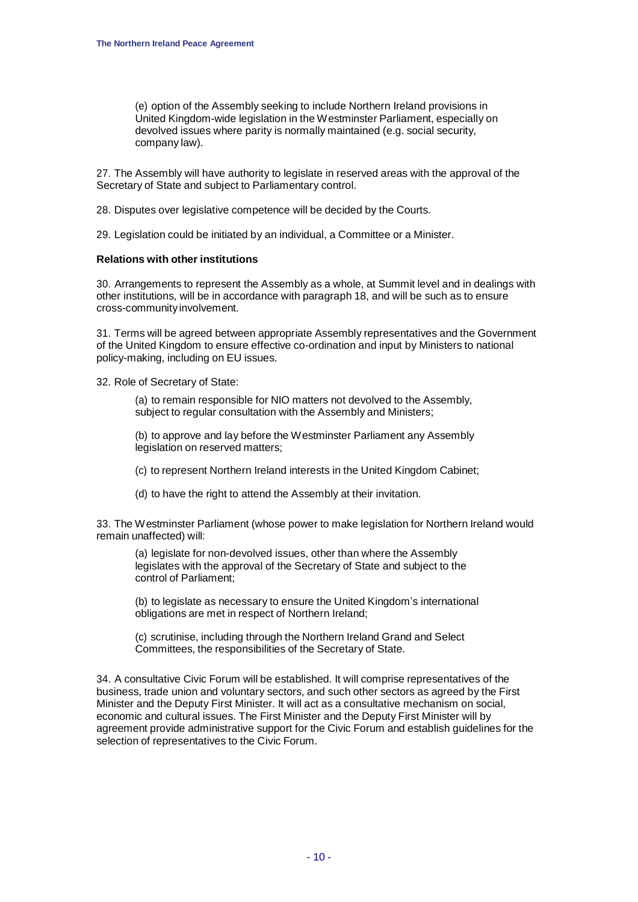(e) option of the Assembly seeking to include Northern Ireland provisions in United Kingdom-wide legislation in the Westminster Parliament, especially on devolved issues where parity is normally maintained (e.g. social security, company law).

27. The Assembly will have authority to legislate in reserved areas with the approval of the Secretary of State and subject to Parliamentary control.

28. Disputes over legislative competence will be decided by the Courts.

29. Legislation could be initiated by an individual, a Committee or a Minister.

**Relations with other institutions**

30. Arrangements to represent the Assembly as a whole, at Summit level and in dealings with other institutions, will be in accordance with paragraph 18, and will be such as to ensure cross-community involvement.

31. Terms will be agreed between appropriate Assembly representatives and the Government of the United Kingdom to ensure effective co-ordination and input by Ministers to national policy-making, including on EU issues.

32. Role of Secretary of State:

(a) to remain responsible for NIO matters not devolved to the Assembly, subject to regular consultation with the Assembly and Ministers;

(b) to approve and lay before the Westminster Parliament any Assembly legislation on reserved matters;

(c) to represent Northern Ireland interests in the United Kingdom Cabinet;

(d) to have the right to attend the Assembly at their invitation.

33. The Westminster Parliament (whose power to make legislation for Northern Ireland would remain unaffected) will:

(a) legislate for non-devolved issues, other than where the Assembly legislates with the approval of the Secretary of State and subject to the control of Parliament;

(b) to legislate as necessary to ensure the United Kingdom's international obligations are met in respect of Northern Ireland;

(c) scrutinise, including through the Northern Ireland Grand and Select Committees, the responsibilities of the Secretary of State.

34. A consultative Civic Forum will be established. It will comprise representatives of the business, trade union and voluntary sectors, and such other sectors as agreed by the First Minister and the Deputy First Minister. It will act as a consultative mechanism on social, economic and cultural issues. The First Minister and the Deputy First Minister will by agreement provide administrative support for the Civic Forum and establish guidelines for the selection of representatives to the Civic Forum.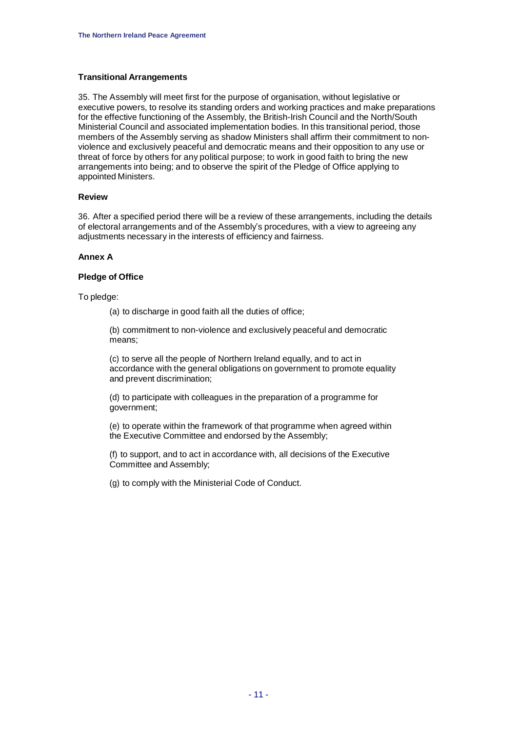### Transitional Arrangements

35. The Assembly will meet first for the purpose of organisation, without legislative or executive powers, to resolve its standing orders and working practices and make preparations for the effective functioning of the Assembly, the British-Irish Council and the North/South Ministerial Council and associated implementation bodies. In this transitional period, those members of the Assembly serving as shadow Ministers shall affirm their commitment to non-violence and exclusively peaceful and democratic means and their opposition to any use or threat of force by others for any political purpose; to work in good faith to bring the new arrangements into being; and to observe the spirit of the Pledge of Office applying to appointed Ministers.

### Review

36. After a specified period there will be a review of these arrangements, including the details of electoral arrangements and of the Assembly's procedures, with a view to agreeing any adjustments necessary in the interests of efficiency and fairness.

## Annex A

### Pledge of Office

To pledge:

(a) to discharge in good faith all the duties of office;

(b) commitment to non-violence and exclusively peaceful and democratic means;

(c) to serve all the people of Northern Ireland equally, and to act in accordance with the general obligations on government to promote equality and prevent discrimination;

(d) to participate with colleagues in the preparation of a programme for government;

(e) to operate within the framework of that programme when agreed within the Executive Committee and endorsed by the Assembly;

(f) to support, and to act in accordance with, all decisions of the Executive Committee and Assembly;

(g) to comply with the Ministerial Code of Conduct.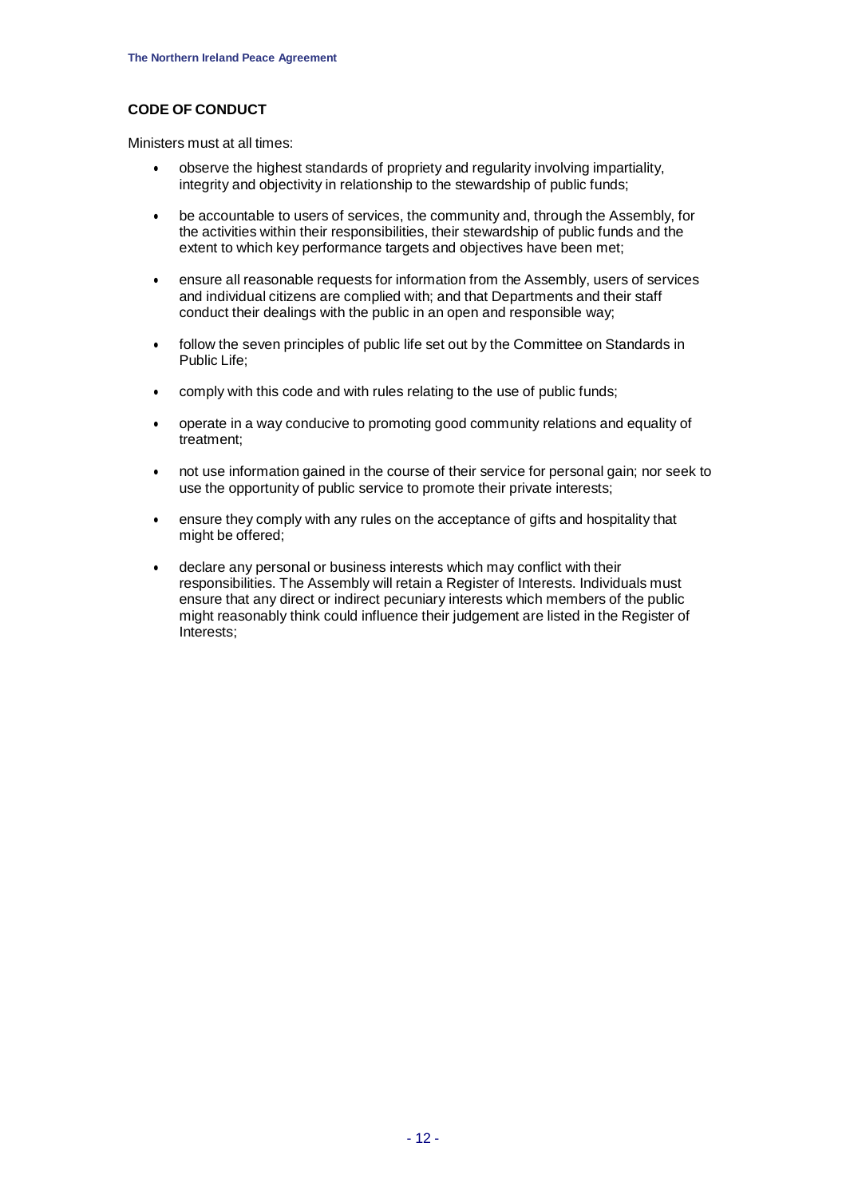## CODE OF CONDUCT

Ministers must at all times:

- observe the highest standards of propriety and regularity involving impartiality, integrity and objectivity in relationship to the stewardship of public funds;
- be accountable to users of services, the community and, through the Assembly, for the activities within their responsibilities, their stewardship of public funds and the extent to which key performance targets and objectives have been met;
- ensure all reasonable requests for information from the Assembly, users of services and individual citizens are complied with; and that Departments and their staff conduct their dealings with the public in an open and responsible way;
- follow the seven principles of public life set out by the Committee on Standards in Public Life;
- comply with this code and with rules relating to the use of public funds;
- operate in a way conducive to promoting good community relations and equality of treatment;
- not use information gained in the course of their service for personal gain; nor seek to use the opportunity of public service to promote their private interests;
- ensure they comply with any rules on the acceptance of gifts and hospitality that might be offered;
- declare any personal or business interests which may conflict with their responsibilities. The Assembly will retain a Register of Interests. Individuals must ensure that any direct or indirect pecuniary interests which members of the public might reasonably think could influence their judgement are listed in the Register of Interests;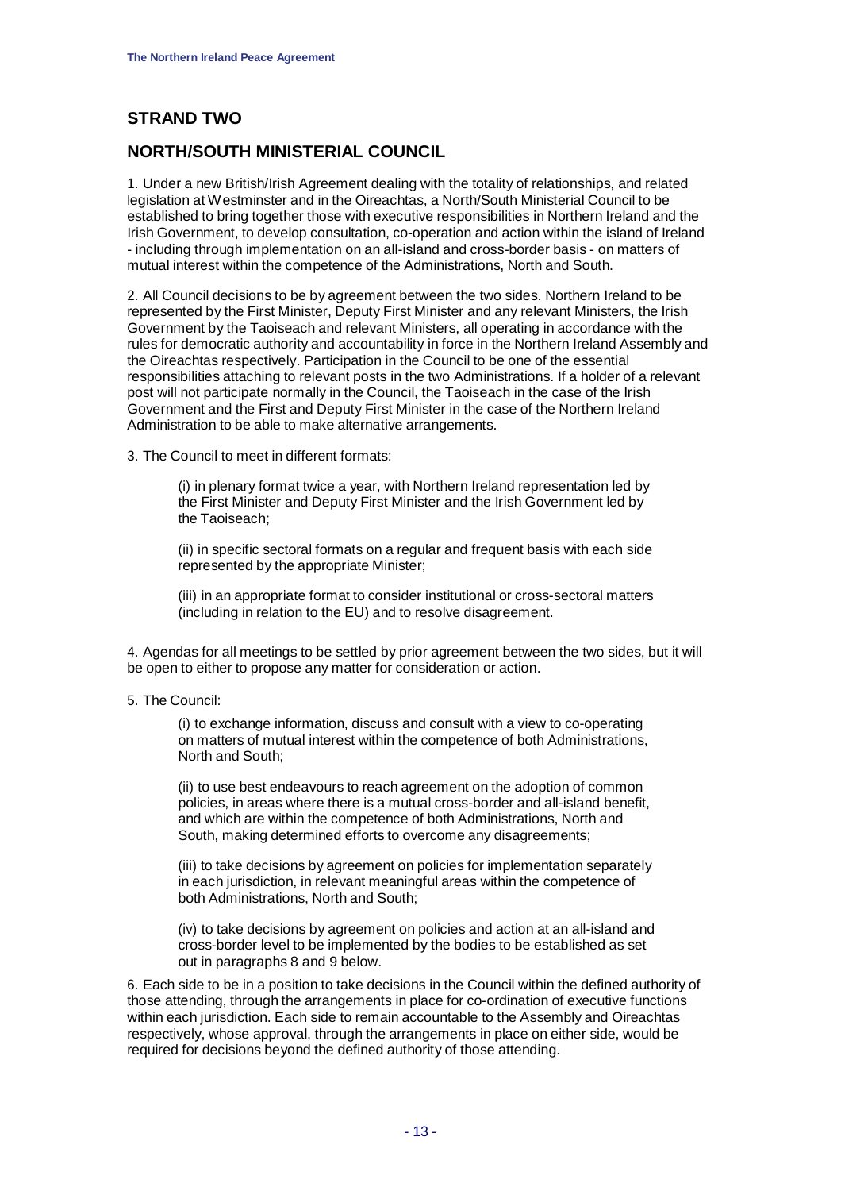## STRAND TWO

## NORTH/SOUTH MINISTERIAL COUNCIL

1. Under a new British/Irish Agreement dealing with the totality of relationships, and related legislation at Westminster and in the Oireachtas, a North/South Ministerial Council to be established to bring together those with executive responsibilities in Northern Ireland and the Irish Government, to develop consultation, co-operation and action within the island of Ireland - including through implementation on an all-island and cross-border basis - on matters of mutual interest within the competence of the Administrations, North and South.

2. All Council decisions to be by agreement between the two sides. Northern Ireland to be represented by the First Minister, Deputy First Minister and any relevant Ministers, the Irish Government by the Taoiseach and relevant Ministers, all operating in accordance with the rules for democratic authority and accountability in force in the Northern Ireland Assembly and the Oireachtas respectively. Participation in the Council to be one of the essential responsibilities attaching to relevant posts in the two Administrations. If a holder of a relevant post will not participate normally in the Council, the Taoiseach in the case of the Irish Government and the First and Deputy First Minister in the case of the Northern Ireland Administration to be able to make alternative arrangements.

3. The Council to meet in different formats:

> (i) in plenary format twice a year, with Northern Ireland representation led by the First Minister and Deputy First Minister and the Irish Government led by the Taoiseach;
>
> (ii) in specific sectoral formats on a regular and frequent basis with each side represented by the appropriate Minister;
>
> (iii) in an appropriate format to consider institutional or cross-sectoral matters (including in relation to the EU) and to resolve disagreement.

4. Agendas for all meetings to be settled by prior agreement between the two sides, but it will be open to either to propose any matter for consideration or action.

5. The Council:

> (i) to exchange information, discuss and consult with a view to co-operating on matters of mutual interest within the competence of both Administrations, North and South;
>
> (ii) to use best endeavours to reach agreement on the adoption of common policies, in areas where there is a mutual cross-border and all-island benefit, and which are within the competence of both Administrations, North and South, making determined efforts to overcome any disagreements;
>
> (iii) to take decisions by agreement on policies for implementation separately in each jurisdiction, in relevant meaningful areas within the competence of both Administrations, North and South;
>
> (iv) to take decisions by agreement on policies and action at an all-island and cross-border level to be implemented by the bodies to be established as set out in paragraphs 8 and 9 below.

6. Each side to be in a position to take decisions in the Council within the defined authority of those attending, through the arrangements in place for co-ordination of executive functions within each jurisdiction. Each side to remain accountable to the Assembly and Oireachtas respectively, whose approval, through the arrangements in place on either side, would be required for decisions beyond the defined authority of those attending.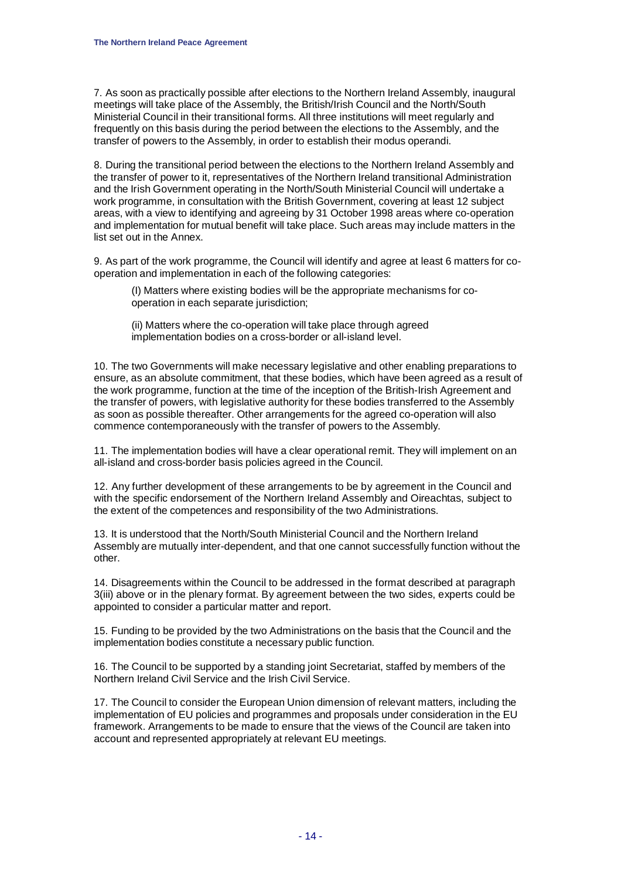7. As soon as practically possible after elections to the Northern Ireland Assembly, inaugural meetings will take place of the Assembly, the British/Irish Council and the North/South Ministerial Council in their transitional forms. All three institutions will meet regularly and frequently on this basis during the period between the elections to the Assembly, and the transfer of powers to the Assembly, in order to establish their modus operandi.

8. During the transitional period between the elections to the Northern Ireland Assembly and the transfer of power to it, representatives of the Northern Ireland transitional Administration and the Irish Government operating in the North/South Ministerial Council will undertake a work programme, in consultation with the British Government, covering at least 12 subject areas, with a view to identifying and agreeing by 31 October 1998 areas where co-operation and implementation for mutual benefit will take place. Such areas may include matters in the list set out in the Annex.

9. As part of the work programme, the Council will identify and agree at least 6 matters for co-operation and implementation in each of the following categories:

> (I) Matters where existing bodies will be the appropriate mechanisms for co-operation in each separate jurisdiction;
>
> (ii) Matters where the co-operation will take place through agreed implementation bodies on a cross-border or all-island level.

10. The two Governments will make necessary legislative and other enabling preparations to ensure, as an absolute commitment, that these bodies, which have been agreed as a result of the work programme, function at the time of the inception of the British-Irish Agreement and the transfer of powers, with legislative authority for these bodies transferred to the Assembly as soon as possible thereafter. Other arrangements for the agreed co-operation will also commence contemporaneously with the transfer of powers to the Assembly.

11. The implementation bodies will have a clear operational remit. They will implement on an all-island and cross-border basis policies agreed in the Council.

12. Any further development of these arrangements to be by agreement in the Council and with the specific endorsement of the Northern Ireland Assembly and Oireachtas, subject to the extent of the competences and responsibility of the two Administrations.

13. It is understood that the North/South Ministerial Council and the Northern Ireland Assembly are mutually inter-dependent, and that one cannot successfully function without the other.

14. Disagreements within the Council to be addressed in the format described at paragraph 3(iii) above or in the plenary format. By agreement between the two sides, experts could be appointed to consider a particular matter and report.

15. Funding to be provided by the two Administrations on the basis that the Council and the implementation bodies constitute a necessary public function.

16. The Council to be supported by a standing joint Secretariat, staffed by members of the Northern Ireland Civil Service and the Irish Civil Service.

17. The Council to consider the European Union dimension of relevant matters, including the implementation of EU policies and programmes and proposals under consideration in the EU framework. Arrangements to be made to ensure that the views of the Council are taken into account and represented appropriately at relevant EU meetings.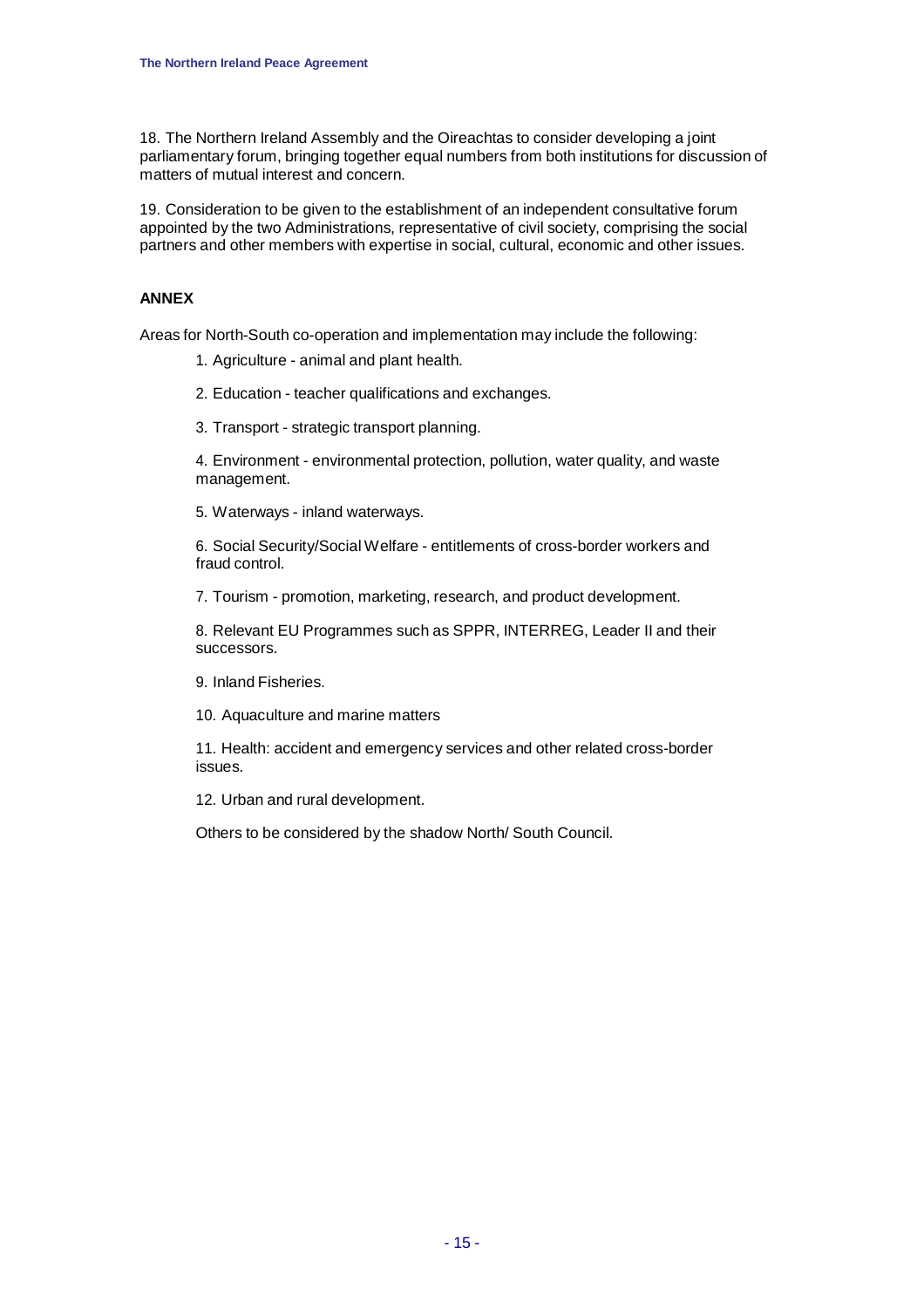18. The Northern Ireland Assembly and the Oireachtas to consider developing a joint parliamentary forum, bringing together equal numbers from both institutions for discussion of matters of mutual interest and concern.

19. Consideration to be given to the establishment of an independent consultative forum appointed by the two Administrations, representative of civil society, comprising the social partners and other members with expertise in social, cultural, economic and other issues.

**ANNEX**

Areas for North-South co-operation and implementation may include the following:

1. Agriculture - animal and plant health.

2. Education - teacher qualifications and exchanges.

3. Transport - strategic transport planning.

4. Environment - environmental protection, pollution, water quality, and waste management.

5. Waterways - inland waterways.

6. Social Security/Social Welfare - entitlements of cross-border workers and fraud control.

7. Tourism - promotion, marketing, research, and product development.

8. Relevant EU Programmes such as SPPR, INTERREG, Leader II and their successors.

9. Inland Fisheries.

10. Aquaculture and marine matters

11. Health: accident and emergency services and other related cross-border issues.

12. Urban and rural development.

Others to be considered by the shadow North/ South Council.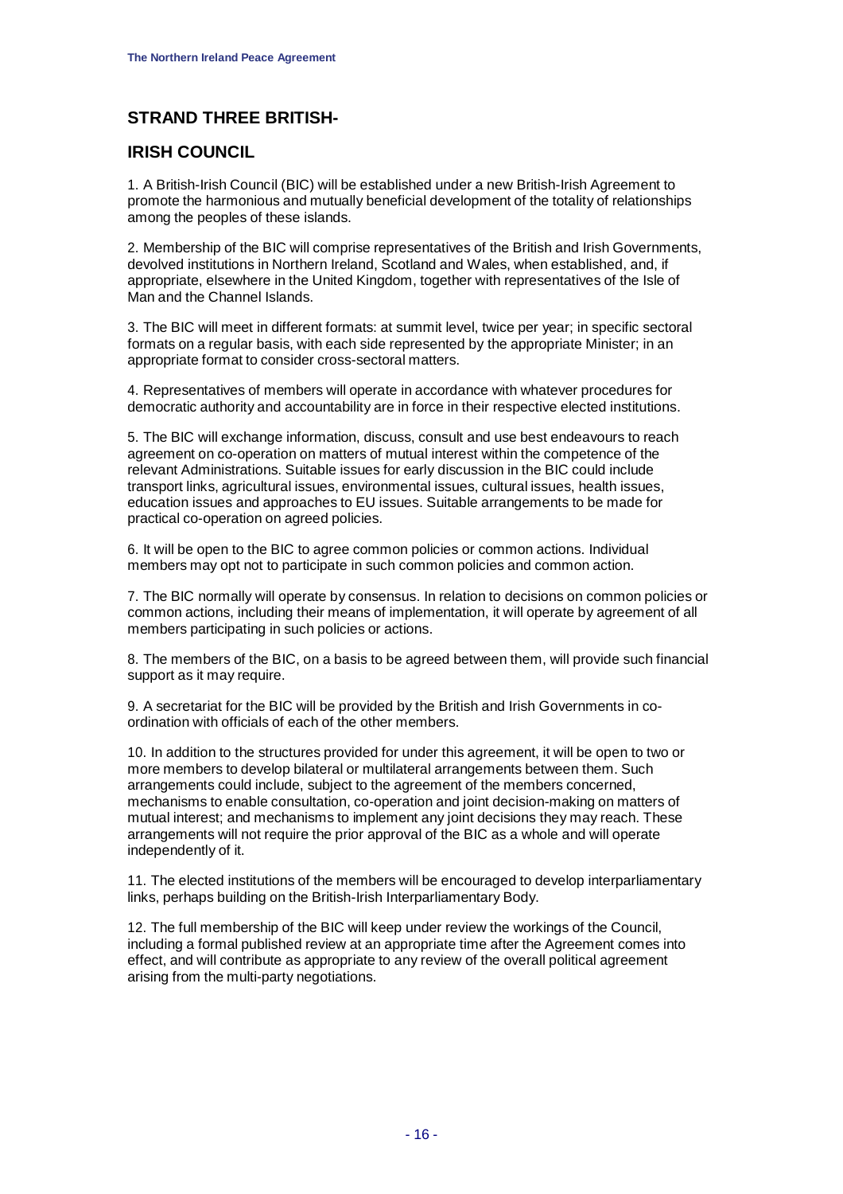## STRAND THREE BRITISH-

## IRISH COUNCIL

1. A British-Irish Council (BIC) will be established under a new British-Irish Agreement to promote the harmonious and mutually beneficial development of the totality of relationships among the peoples of these islands.

2. Membership of the BIC will comprise representatives of the British and Irish Governments, devolved institutions in Northern Ireland, Scotland and Wales, when established, and, if appropriate, elsewhere in the United Kingdom, together with representatives of the Isle of Man and the Channel Islands.

3. The BIC will meet in different formats: at summit level, twice per year; in specific sectoral formats on a regular basis, with each side represented by the appropriate Minister; in an appropriate format to consider cross-sectoral matters.

4. Representatives of members will operate in accordance with whatever procedures for democratic authority and accountability are in force in their respective elected institutions.

5. The BIC will exchange information, discuss, consult and use best endeavours to reach agreement on co-operation on matters of mutual interest within the competence of the relevant Administrations. Suitable issues for early discussion in the BIC could include transport links, agricultural issues, environmental issues, cultural issues, health issues, education issues and approaches to EU issues. Suitable arrangements to be made for practical co-operation on agreed policies.

6. It will be open to the BIC to agree common policies or common actions. Individual members may opt not to participate in such common policies and common action.

7. The BIC normally will operate by consensus. In relation to decisions on common policies or common actions, including their means of implementation, it will operate by agreement of all members participating in such policies or actions.

8. The members of the BIC, on a basis to be agreed between them, will provide such financial support as it may require.

9. A secretariat for the BIC will be provided by the British and Irish Governments in co-ordination with officials of each of the other members.

10. In addition to the structures provided for under this agreement, it will be open to two or more members to develop bilateral or multilateral arrangements between them. Such arrangements could include, subject to the agreement of the members concerned, mechanisms to enable consultation, co-operation and joint decision-making on matters of mutual interest; and mechanisms to implement any joint decisions they may reach. These arrangements will not require the prior approval of the BIC as a whole and will operate independently of it.

11. The elected institutions of the members will be encouraged to develop interparliamentary links, perhaps building on the British-Irish Interparliamentary Body.

12. The full membership of the BIC will keep under review the workings of the Council, including a formal published review at an appropriate time after the Agreement comes into effect, and will contribute as appropriate to any review of the overall political agreement arising from the multi-party negotiations.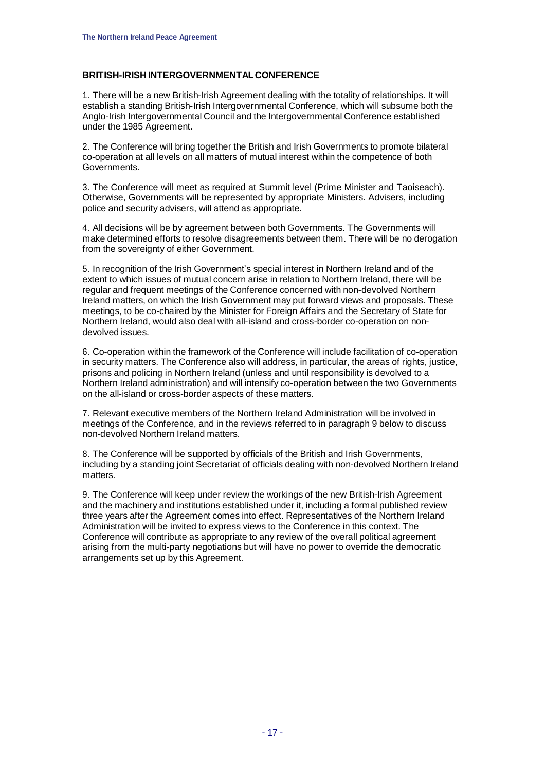## BRITISH-IRISH INTERGOVERNMENTAL CONFERENCE

1. There will be a new British-Irish Agreement dealing with the totality of relationships. It will establish a standing British-Irish Intergovernmental Conference, which will subsume both the Anglo-Irish Intergovernmental Council and the Intergovernmental Conference established under the 1985 Agreement.

2. The Conference will bring together the British and Irish Governments to promote bilateral co-operation at all levels on all matters of mutual interest within the competence of both Governments.

3. The Conference will meet as required at Summit level (Prime Minister and Taoiseach). Otherwise, Governments will be represented by appropriate Ministers. Advisers, including police and security advisers, will attend as appropriate.

4. All decisions will be by agreement between both Governments. The Governments will make determined efforts to resolve disagreements between them. There will be no derogation from the sovereignty of either Government.

5. In recognition of the Irish Government's special interest in Northern Ireland and of the extent to which issues of mutual concern arise in relation to Northern Ireland, there will be regular and frequent meetings of the Conference concerned with non-devolved Northern Ireland matters, on which the Irish Government may put forward views and proposals. These meetings, to be co-chaired by the Minister for Foreign Affairs and the Secretary of State for Northern Ireland, would also deal with all-island and cross-border co-operation on non-devolved issues.

6. Co-operation within the framework of the Conference will include facilitation of co-operation in security matters. The Conference also will address, in particular, the areas of rights, justice, prisons and policing in Northern Ireland (unless and until responsibility is devolved to a Northern Ireland administration) and will intensify co-operation between the two Governments on the all-island or cross-border aspects of these matters.

7. Relevant executive members of the Northern Ireland Administration will be involved in meetings of the Conference, and in the reviews referred to in paragraph 9 below to discuss non-devolved Northern Ireland matters.

8. The Conference will be supported by officials of the British and Irish Governments, including by a standing joint Secretariat of officials dealing with non-devolved Northern Ireland matters.

9. The Conference will keep under review the workings of the new British-Irish Agreement and the machinery and institutions established under it, including a formal published review three years after the Agreement comes into effect. Representatives of the Northern Ireland Administration will be invited to express views to the Conference in this context. The Conference will contribute as appropriate to any review of the overall political agreement arising from the multi-party negotiations but will have no power to override the democratic arrangements set up by this Agreement.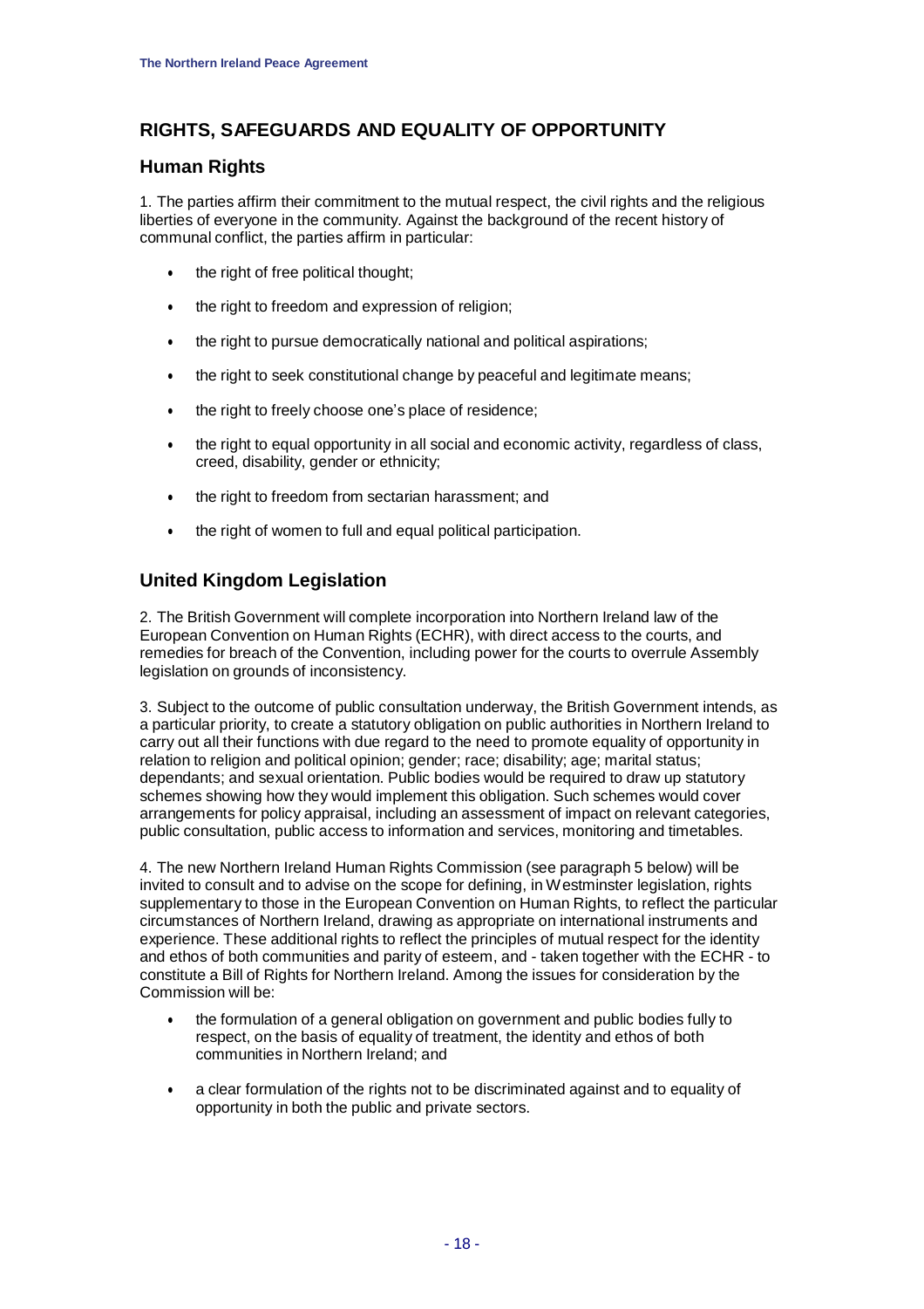## RIGHTS, SAFEGUARDS AND EQUALITY OF OPPORTUNITY

### Human Rights

1. The parties affirm their commitment to the mutual respect, the civil rights and the religious liberties of everyone in the community. Against the background of the recent history of communal conflict, the parties affirm in particular:

- the right of free political thought;
- the right to freedom and expression of religion;
- the right to pursue democratically national and political aspirations;
- the right to seek constitutional change by peaceful and legitimate means;
- the right to freely choose one's place of residence;
- the right to equal opportunity in all social and economic activity, regardless of class, creed, disability, gender or ethnicity;
- the right to freedom from sectarian harassment; and
- the right of women to full and equal political participation.

### United Kingdom Legislation

2. The British Government will complete incorporation into Northern Ireland law of the European Convention on Human Rights (ECHR), with direct access to the courts, and remedies for breach of the Convention, including power for the courts to overrule Assembly legislation on grounds of inconsistency.

3. Subject to the outcome of public consultation underway, the British Government intends, as a particular priority, to create a statutory obligation on public authorities in Northern Ireland to carry out all their functions with due regard to the need to promote equality of opportunity in relation to religion and political opinion; gender; race; disability; age; marital status; dependants; and sexual orientation. Public bodies would be required to draw up statutory schemes showing how they would implement this obligation. Such schemes would cover arrangements for policy appraisal, including an assessment of impact on relevant categories, public consultation, public access to information and services, monitoring and timetables.

4. The new Northern Ireland Human Rights Commission (see paragraph 5 below) will be invited to consult and to advise on the scope for defining, in Westminster legislation, rights supplementary to those in the European Convention on Human Rights, to reflect the particular circumstances of Northern Ireland, drawing as appropriate on international instruments and experience. These additional rights to reflect the principles of mutual respect for the identity and ethos of both communities and parity of esteem, and - taken together with the ECHR - to constitute a Bill of Rights for Northern Ireland. Among the issues for consideration by the Commission will be:

- the formulation of a general obligation on government and public bodies fully to respect, on the basis of equality of treatment, the identity and ethos of both communities in Northern Ireland; and
- a clear formulation of the rights not to be discriminated against and to equality of opportunity in both the public and private sectors.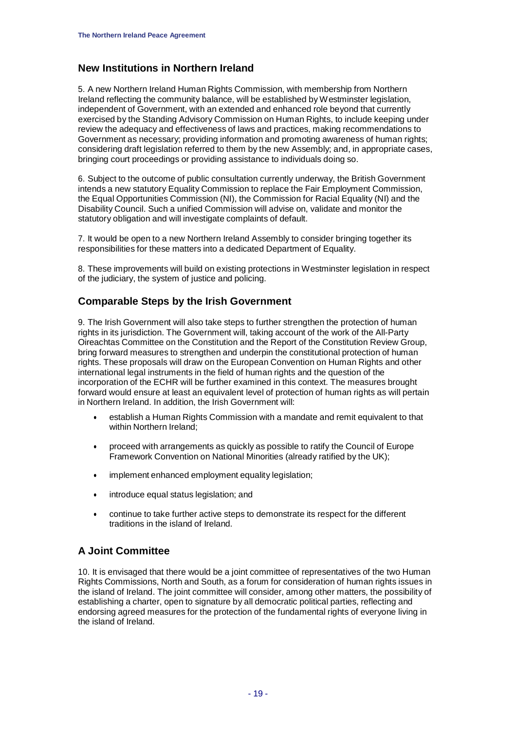## New Institutions in Northern Ireland

5. A new Northern Ireland Human Rights Commission, with membership from Northern Ireland reflecting the community balance, will be established by Westminster legislation, independent of Government, with an extended and enhanced role beyond that currently exercised by the Standing Advisory Commission on Human Rights, to include keeping under review the adequacy and effectiveness of laws and practices, making recommendations to Government as necessary; providing information and promoting awareness of human rights; considering draft legislation referred to them by the new Assembly; and, in appropriate cases, bringing court proceedings or providing assistance to individuals doing so.

6. Subject to the outcome of public consultation currently underway, the British Government intends a new statutory Equality Commission to replace the Fair Employment Commission, the Equal Opportunities Commission (NI), the Commission for Racial Equality (NI) and the Disability Council. Such a unified Commission will advise on, validate and monitor the statutory obligation and will investigate complaints of default.

7. It would be open to a new Northern Ireland Assembly to consider bringing together its responsibilities for these matters into a dedicated Department of Equality.

8. These improvements will build on existing protections in Westminster legislation in respect of the judiciary, the system of justice and policing.

## Comparable Steps by the Irish Government

9. The Irish Government will also take steps to further strengthen the protection of human rights in its jurisdiction. The Government will, taking account of the work of the All-Party Oireachtas Committee on the Constitution and the Report of the Constitution Review Group, bring forward measures to strengthen and underpin the constitutional protection of human rights. These proposals will draw on the European Convention on Human Rights and other international legal instruments in the field of human rights and the question of the incorporation of the ECHR will be further examined in this context. The measures brought forward would ensure at least an equivalent level of protection of human rights as will pertain in Northern Ireland. In addition, the Irish Government will:

- establish a Human Rights Commission with a mandate and remit equivalent to that within Northern Ireland;
- proceed with arrangements as quickly as possible to ratify the Council of Europe Framework Convention on National Minorities (already ratified by the UK);
- implement enhanced employment equality legislation;
- introduce equal status legislation; and
- continue to take further active steps to demonstrate its respect for the different traditions in the island of Ireland.

## A Joint Committee

10. It is envisaged that there would be a joint committee of representatives of the two Human Rights Commissions, North and South, as a forum for consideration of human rights issues in the island of Ireland. The joint committee will consider, among other matters, the possibility of establishing a charter, open to signature by all democratic political parties, reflecting and endorsing agreed measures for the protection of the fundamental rights of everyone living in the island of Ireland.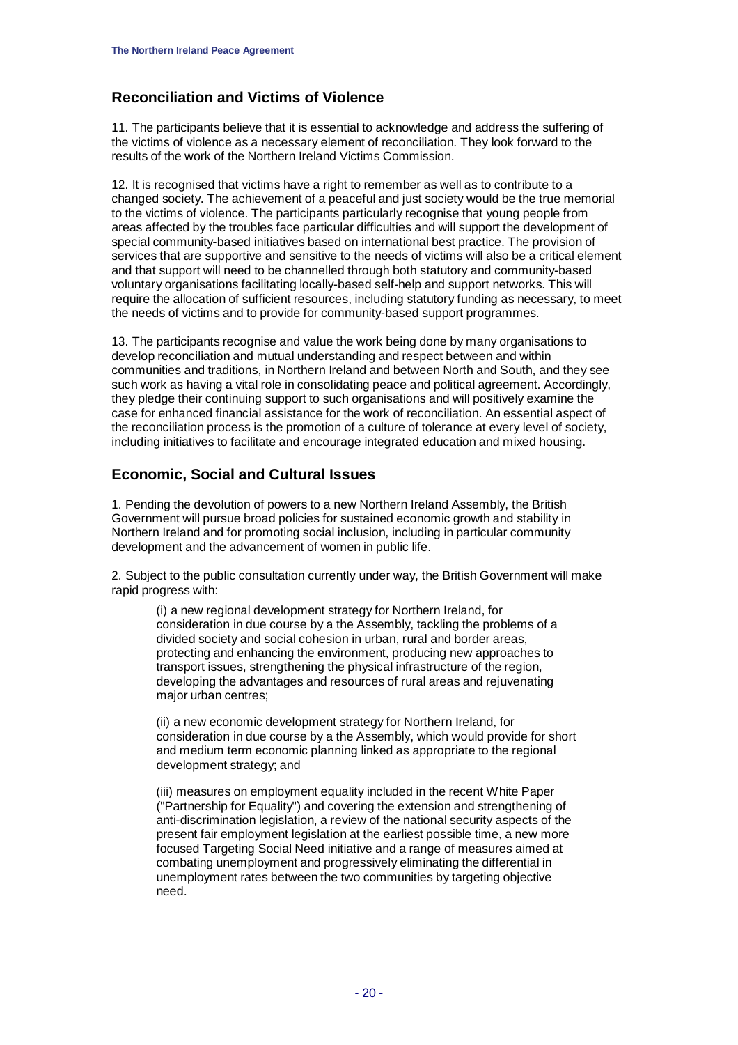## Reconciliation and Victims of Violence

11. The participants believe that it is essential to acknowledge and address the suffering of the victims of violence as a necessary element of reconciliation. They look forward to the results of the work of the Northern Ireland Victims Commission.

12. It is recognised that victims have a right to remember as well as to contribute to a changed society. The achievement of a peaceful and just society would be the true memorial to the victims of violence. The participants particularly recognise that young people from areas affected by the troubles face particular difficulties and will support the development of special community-based initiatives based on international best practice. The provision of services that are supportive and sensitive to the needs of victims will also be a critical element and that support will need to be channelled through both statutory and community-based voluntary organisations facilitating locally-based self-help and support networks. This will require the allocation of sufficient resources, including statutory funding as necessary, to meet the needs of victims and to provide for community-based support programmes.

13. The participants recognise and value the work being done by many organisations to develop reconciliation and mutual understanding and respect between and within communities and traditions, in Northern Ireland and between North and South, and they see such work as having a vital role in consolidating peace and political agreement. Accordingly, they pledge their continuing support to such organisations and will positively examine the case for enhanced financial assistance for the work of reconciliation. An essential aspect of the reconciliation process is the promotion of a culture of tolerance at every level of society, including initiatives to facilitate and encourage integrated education and mixed housing.

## Economic, Social and Cultural Issues

1. Pending the devolution of powers to a new Northern Ireland Assembly, the British Government will pursue broad policies for sustained economic growth and stability in Northern Ireland and for promoting social inclusion, including in particular community development and the advancement of women in public life.

2. Subject to the public consultation currently under way, the British Government will make rapid progress with:

> (i) a new regional development strategy for Northern Ireland, for consideration in due course by a the Assembly, tackling the problems of a divided society and social cohesion in urban, rural and border areas, protecting and enhancing the environment, producing new approaches to transport issues, strengthening the physical infrastructure of the region, developing the advantages and resources of rural areas and rejuvenating major urban centres;
>
> (ii) a new economic development strategy for Northern Ireland, for consideration in due course by a the Assembly, which would provide for short and medium term economic planning linked as appropriate to the regional development strategy; and
>
> (iii) measures on employment equality included in the recent White Paper ("Partnership for Equality") and covering the extension and strengthening of anti-discrimination legislation, a review of the national security aspects of the present fair employment legislation at the earliest possible time, a new more focused Targeting Social Need initiative and a range of measures aimed at combating unemployment and progressively eliminating the differential in unemployment rates between the two communities by targeting objective need.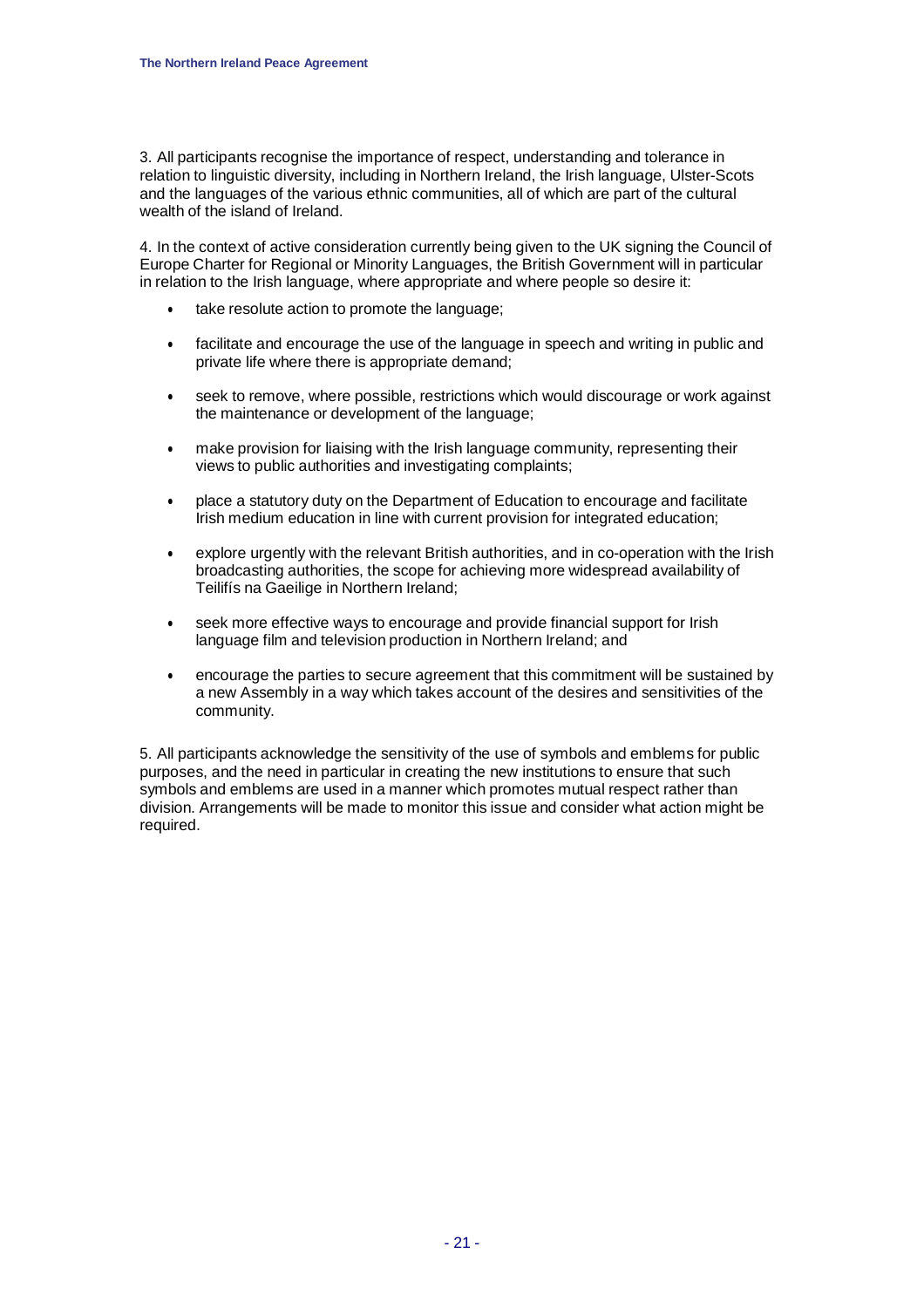3. All participants recognise the importance of respect, understanding and tolerance in relation to linguistic diversity, including in Northern Ireland, the Irish language, Ulster-Scots and the languages of the various ethnic communities, all of which are part of the cultural wealth of the island of Ireland.

4. In the context of active consideration currently being given to the UK signing the Council of Europe Charter for Regional or Minority Languages, the British Government will in particular in relation to the Irish language, where appropriate and where people so desire it:

- take resolute action to promote the language;
- facilitate and encourage the use of the language in speech and writing in public and private life where there is appropriate demand;
- seek to remove, where possible, restrictions which would discourage or work against the maintenance or development of the language;
- make provision for liaising with the Irish language community, representing their views to public authorities and investigating complaints;
- place a statutory duty on the Department of Education to encourage and facilitate Irish medium education in line with current provision for integrated education;
- explore urgently with the relevant British authorities, and in co-operation with the Irish broadcasting authorities, the scope for achieving more widespread availability of Teilifís na Gaeilige in Northern Ireland;
- seek more effective ways to encourage and provide financial support for Irish language film and television production in Northern Ireland; and
- encourage the parties to secure agreement that this commitment will be sustained by a new Assembly in a way which takes account of the desires and sensitivities of the community.

5. All participants acknowledge the sensitivity of the use of symbols and emblems for public purposes, and the need in particular in creating the new institutions to ensure that such symbols and emblems are used in a manner which promotes mutual respect rather than division. Arrangements will be made to monitor this issue and consider what action might be required.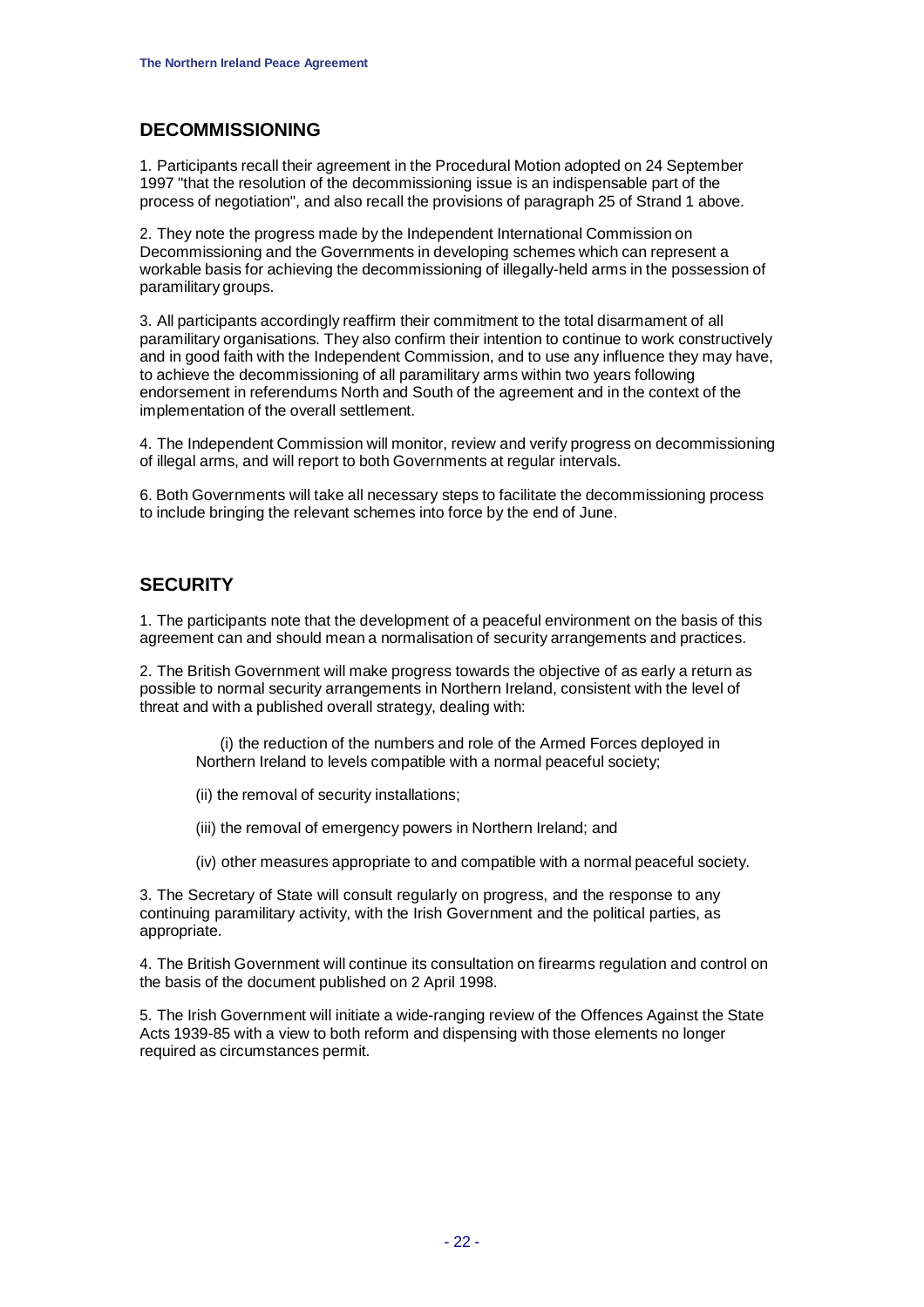## DECOMMISSIONING

1. Participants recall their agreement in the Procedural Motion adopted on 24 September 1997 "that the resolution of the decommissioning issue is an indispensable part of the process of negotiation", and also recall the provisions of paragraph 25 of Strand 1 above.

2. They note the progress made by the Independent International Commission on Decommissioning and the Governments in developing schemes which can represent a workable basis for achieving the decommissioning of illegally-held arms in the possession of paramilitary groups.

3. All participants accordingly reaffirm their commitment to the total disarmament of all paramilitary organisations. They also confirm their intention to continue to work constructively and in good faith with the Independent Commission, and to use any influence they may have, to achieve the decommissioning of all paramilitary arms within two years following endorsement in referendums North and South of the agreement and in the context of the implementation of the overall settlement.

4. The Independent Commission will monitor, review and verify progress on decommissioning of illegal arms, and will report to both Governments at regular intervals.

6. Both Governments will take all necessary steps to facilitate the decommissioning process to include bringing the relevant schemes into force by the end of June.

## SECURITY

1. The participants note that the development of a peaceful environment on the basis of this agreement can and should mean a normalisation of security arrangements and practices.

2. The British Government will make progress towards the objective of as early a return as possible to normal security arrangements in Northern Ireland, consistent with the level of threat and with a published overall strategy, dealing with:

   (i) the reduction of the numbers and role of the Armed Forces deployed in Northern Ireland to levels compatible with a normal peaceful society;

   (ii) the removal of security installations;

   (iii) the removal of emergency powers in Northern Ireland; and

   (iv) other measures appropriate to and compatible with a normal peaceful society.

3. The Secretary of State will consult regularly on progress, and the response to any continuing paramilitary activity, with the Irish Government and the political parties, as appropriate.

4. The British Government will continue its consultation on firearms regulation and control on the basis of the document published on 2 April 1998.

5. The Irish Government will initiate a wide-ranging review of the Offences Against the State Acts 1939-85 with a view to both reform and dispensing with those elements no longer required as circumstances permit.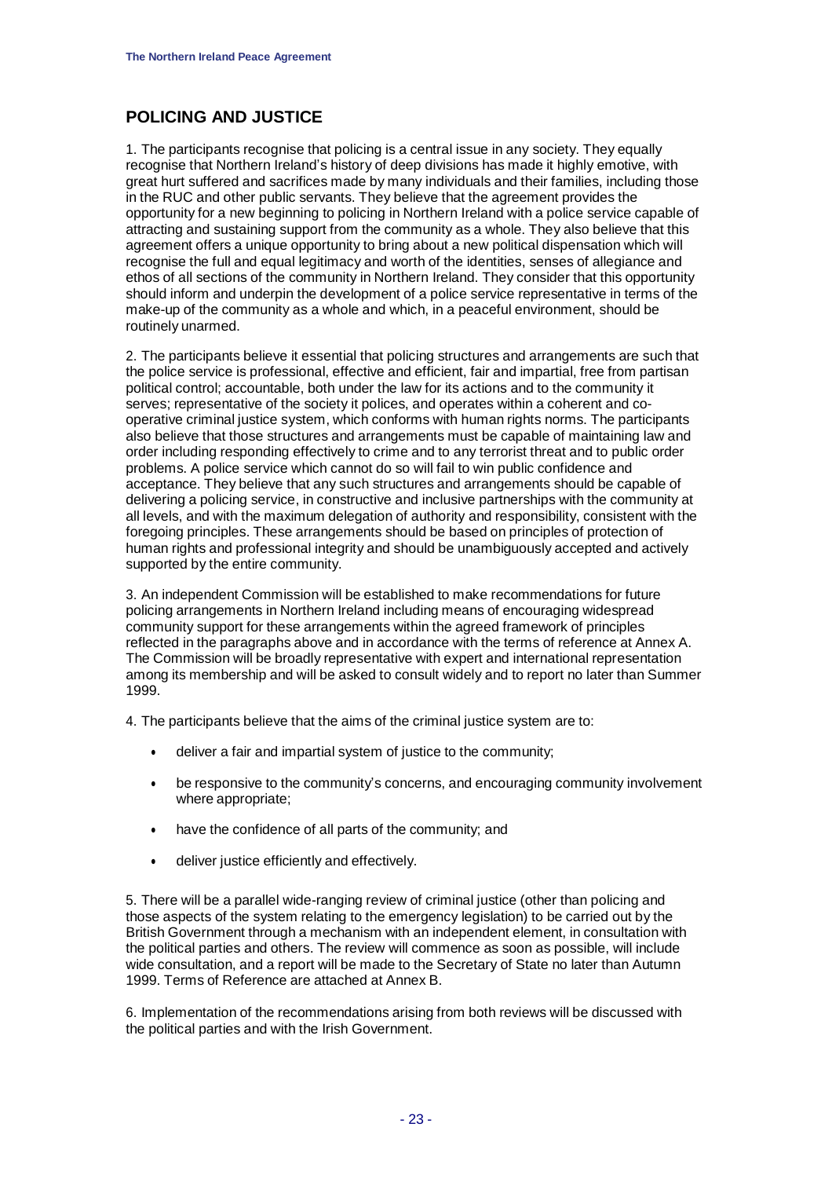## POLICING AND JUSTICE

1. The participants recognise that policing is a central issue in any society. They equally recognise that Northern Ireland's history of deep divisions has made it highly emotive, with great hurt suffered and sacrifices made by many individuals and their families, including those in the RUC and other public servants. They believe that the agreement provides the opportunity for a new beginning to policing in Northern Ireland with a police service capable of attracting and sustaining support from the community as a whole. They also believe that this agreement offers a unique opportunity to bring about a new political dispensation which will recognise the full and equal legitimacy and worth of the identities, senses of allegiance and ethos of all sections of the community in Northern Ireland. They consider that this opportunity should inform and underpin the development of a police service representative in terms of the make-up of the community as a whole and which, in a peaceful environment, should be routinely unarmed.

2. The participants believe it essential that policing structures and arrangements are such that the police service is professional, effective and efficient, fair and impartial, free from partisan political control; accountable, both under the law for its actions and to the community it serves; representative of the society it polices, and operates within a coherent and co-operative criminal justice system, which conforms with human rights norms. The participants also believe that those structures and arrangements must be capable of maintaining law and order including responding effectively to crime and to any terrorist threat and to public order problems. A police service which cannot do so will fail to win public confidence and acceptance. They believe that any such structures and arrangements should be capable of delivering a policing service, in constructive and inclusive partnerships with the community at all levels, and with the maximum delegation of authority and responsibility, consistent with the foregoing principles. These arrangements should be based on principles of protection of human rights and professional integrity and should be unambiguously accepted and actively supported by the entire community.

3. An independent Commission will be established to make recommendations for future policing arrangements in Northern Ireland including means of encouraging widespread community support for these arrangements within the agreed framework of principles reflected in the paragraphs above and in accordance with the terms of reference at Annex A. The Commission will be broadly representative with expert and international representation among its membership and will be asked to consult widely and to report no later than Summer 1999.

4. The participants believe that the aims of the criminal justice system are to:

- deliver a fair and impartial system of justice to the community;
- be responsive to the community's concerns, and encouraging community involvement where appropriate;
- have the confidence of all parts of the community; and
- deliver justice efficiently and effectively.

5. There will be a parallel wide-ranging review of criminal justice (other than policing and those aspects of the system relating to the emergency legislation) to be carried out by the British Government through a mechanism with an independent element, in consultation with the political parties and others. The review will commence as soon as possible, will include wide consultation, and a report will be made to the Secretary of State no later than Autumn 1999. Terms of Reference are attached at Annex B.

6. Implementation of the recommendations arising from both reviews will be discussed with the political parties and with the Irish Government.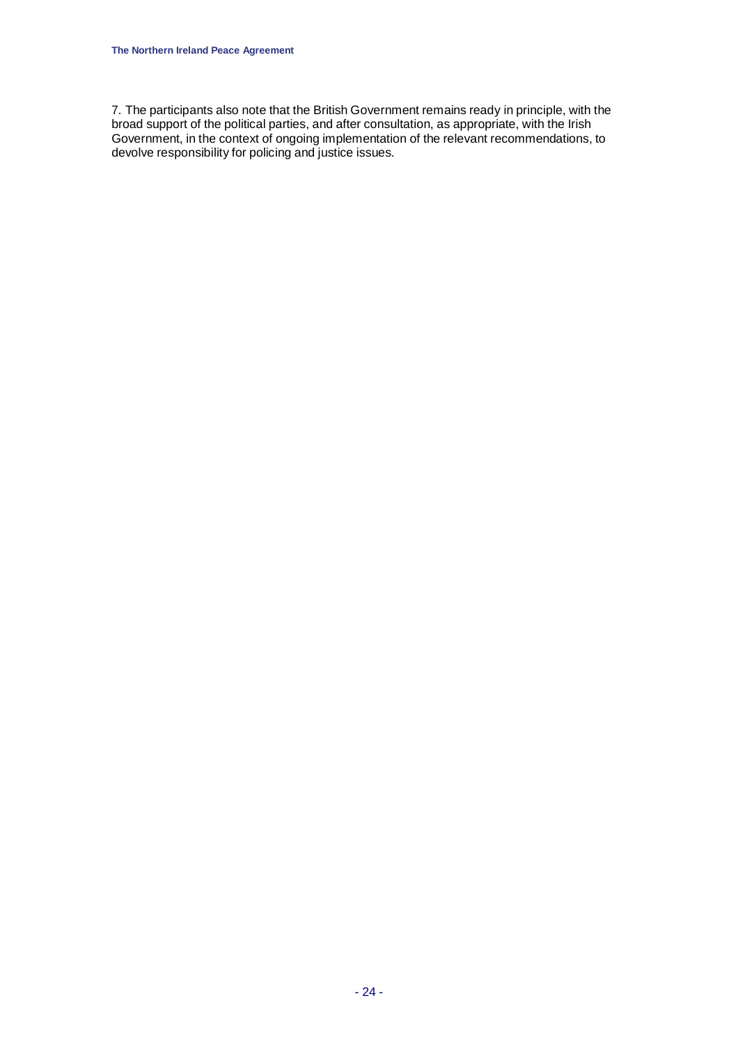7. The participants also note that the British Government remains ready in principle, with the broad support of the political parties, and after consultation, as appropriate, with the Irish Government, in the context of ongoing implementation of the relevant recommendations, to devolve responsibility for policing and justice issues.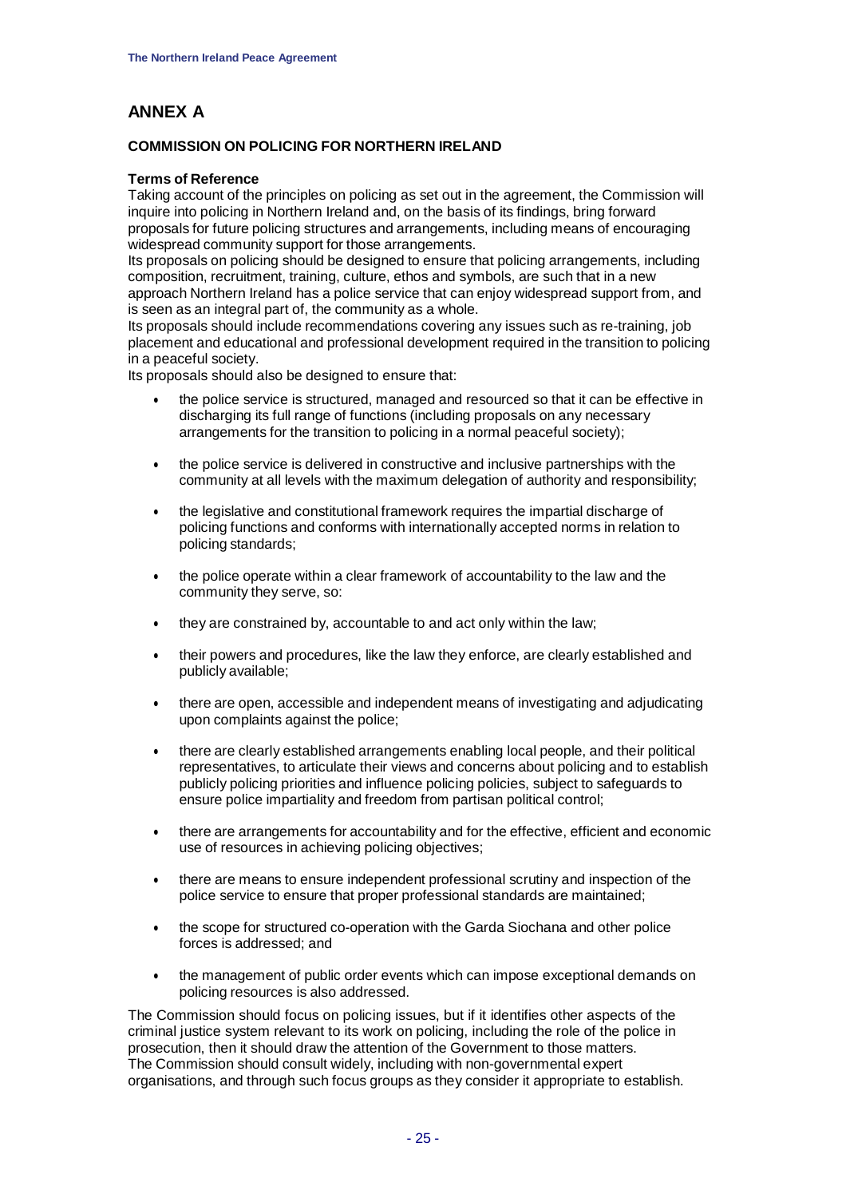# ANNEX A

## COMMISSION ON POLICING FOR NORTHERN IRELAND

**Terms of Reference**

Taking account of the principles on policing as set out in the agreement, the Commission will inquire into policing in Northern Ireland and, on the basis of its findings, bring forward proposals for future policing structures and arrangements, including means of encouraging widespread community support for those arrangements.

Its proposals on policing should be designed to ensure that policing arrangements, including composition, recruitment, training, culture, ethos and symbols, are such that in a new approach Northern Ireland has a police service that can enjoy widespread support from, and is seen as an integral part of, the community as a whole.

Its proposals should include recommendations covering any issues such as re-training, job placement and educational and professional development required in the transition to policing in a peaceful society.

Its proposals should also be designed to ensure that:

- the police service is structured, managed and resourced so that it can be effective in discharging its full range of functions (including proposals on any necessary arrangements for the transition to policing in a normal peaceful society);
- the police service is delivered in constructive and inclusive partnerships with the community at all levels with the maximum delegation of authority and responsibility;
- the legislative and constitutional framework requires the impartial discharge of policing functions and conforms with internationally accepted norms in relation to policing standards;
- the police operate within a clear framework of accountability to the law and the community they serve, so:
- they are constrained by, accountable to and act only within the law;
- their powers and procedures, like the law they enforce, are clearly established and publicly available;
- there are open, accessible and independent means of investigating and adjudicating upon complaints against the police;
- there are clearly established arrangements enabling local people, and their political representatives, to articulate their views and concerns about policing and to establish publicly policing priorities and influence policing policies, subject to safeguards to ensure police impartiality and freedom from partisan political control;
- there are arrangements for accountability and for the effective, efficient and economic use of resources in achieving policing objectives;
- there are means to ensure independent professional scrutiny and inspection of the police service to ensure that proper professional standards are maintained;
- the scope for structured co-operation with the Garda Siochana and other police forces is addressed; and
- the management of public order events which can impose exceptional demands on policing resources is also addressed.

The Commission should focus on policing issues, but if it identifies other aspects of the criminal justice system relevant to its work on policing, including the role of the police in prosecution, then it should draw the attention of the Government to those matters.

The Commission should consult widely, including with non-governmental expert organisations, and through such focus groups as they consider it appropriate to establish.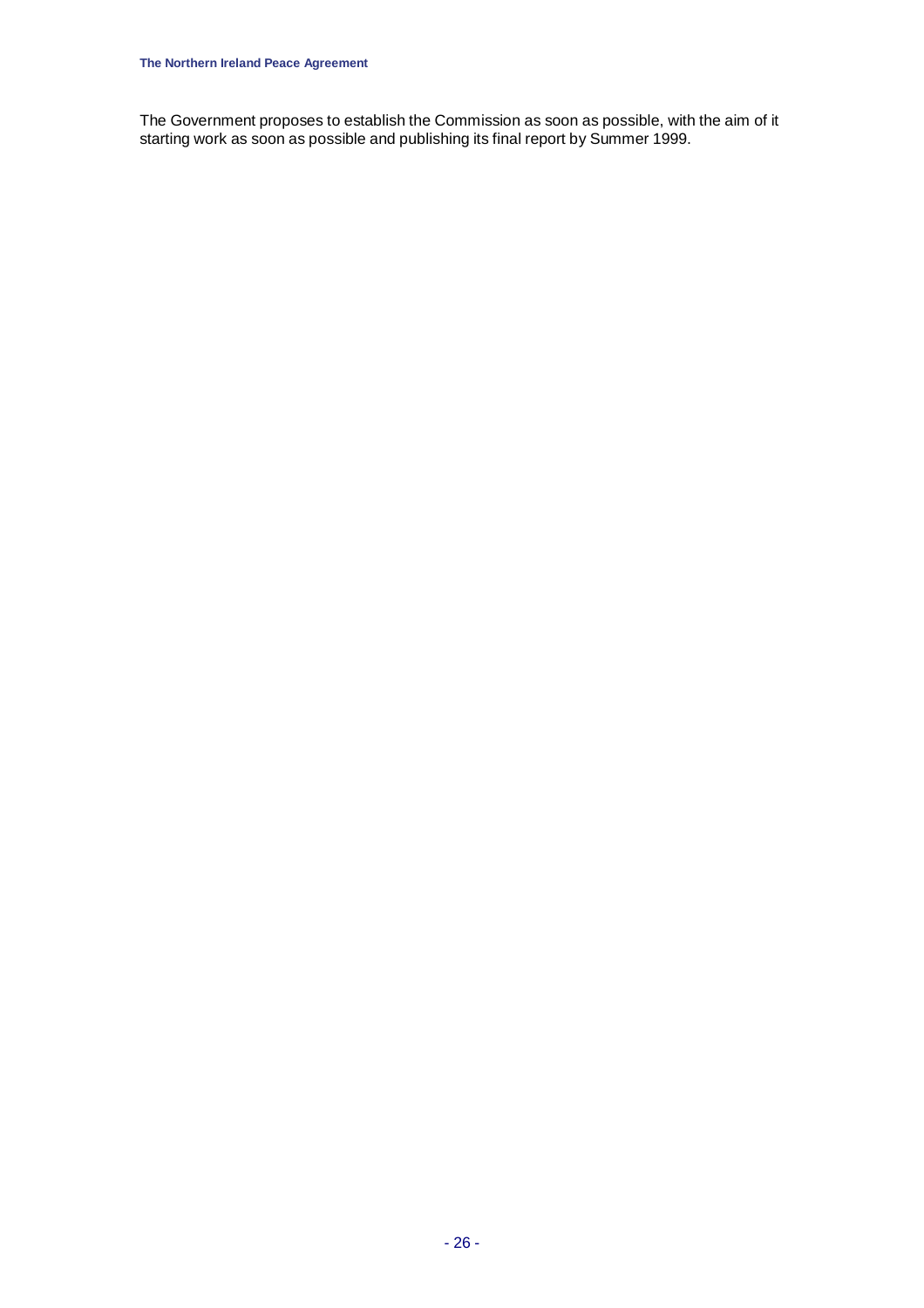The Government proposes to establish the Commission as soon as possible, with the aim of it starting work as soon as possible and publishing its final report by Summer 1999.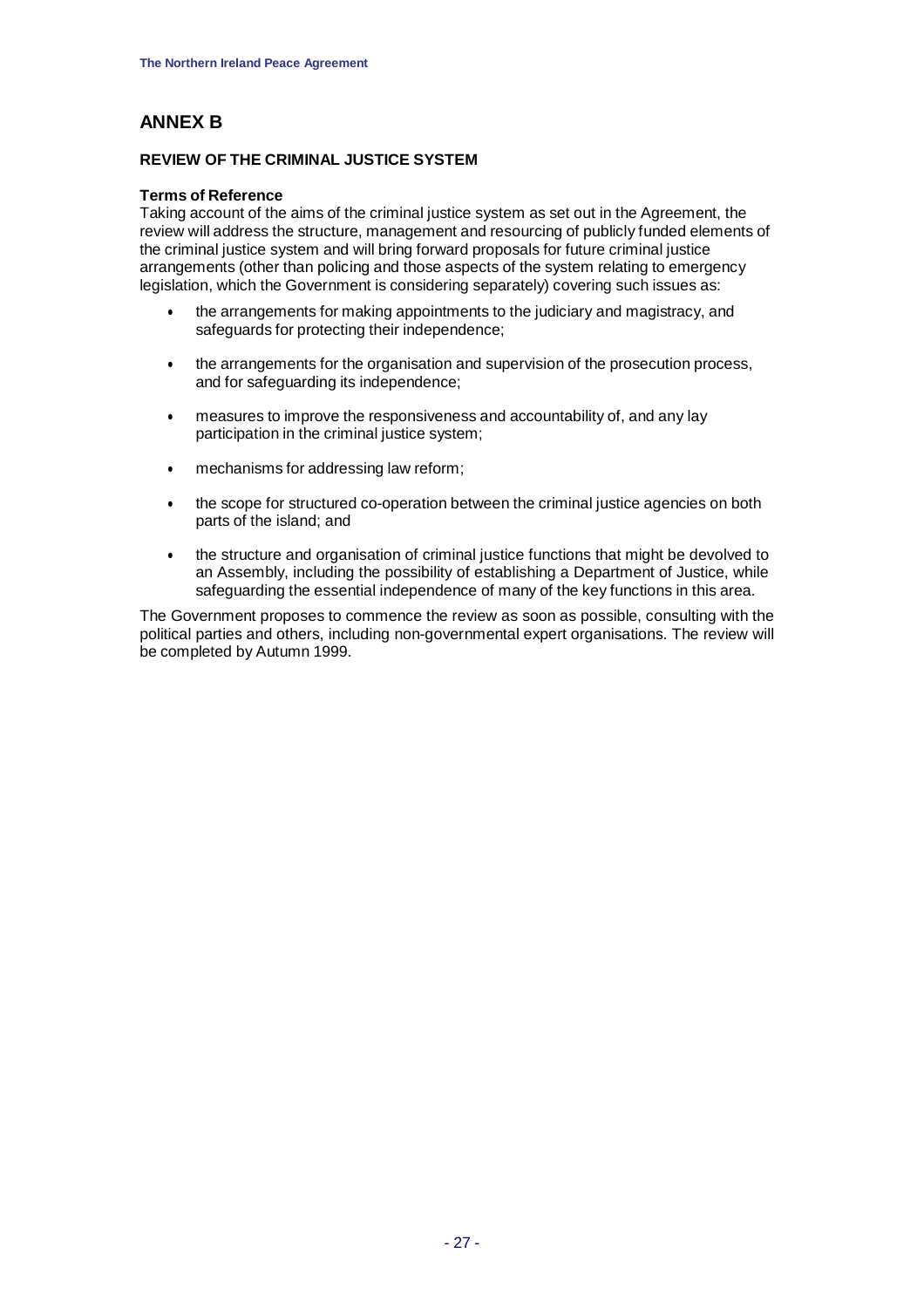# ANNEX B

## REVIEW OF THE CRIMINAL JUSTICE SYSTEM

**Terms of Reference**

Taking account of the aims of the criminal justice system as set out in the Agreement, the review will address the structure, management and resourcing of publicly funded elements of the criminal justice system and will bring forward proposals for future criminal justice arrangements (other than policing and those aspects of the system relating to emergency legislation, which the Government is considering separately) covering such issues as:

- the arrangements for making appointments to the judiciary and magistracy, and safeguards for protecting their independence;
- the arrangements for the organisation and supervision of the prosecution process, and for safeguarding its independence;
- measures to improve the responsiveness and accountability of, and any lay participation in the criminal justice system;
- mechanisms for addressing law reform;
- the scope for structured co-operation between the criminal justice agencies on both parts of the island; and
- the structure and organisation of criminal justice functions that might be devolved to an Assembly, including the possibility of establishing a Department of Justice, while safeguarding the essential independence of many of the key functions in this area.

The Government proposes to commence the review as soon as possible, consulting with the political parties and others, including non-governmental expert organisations. The review will be completed by Autumn 1999.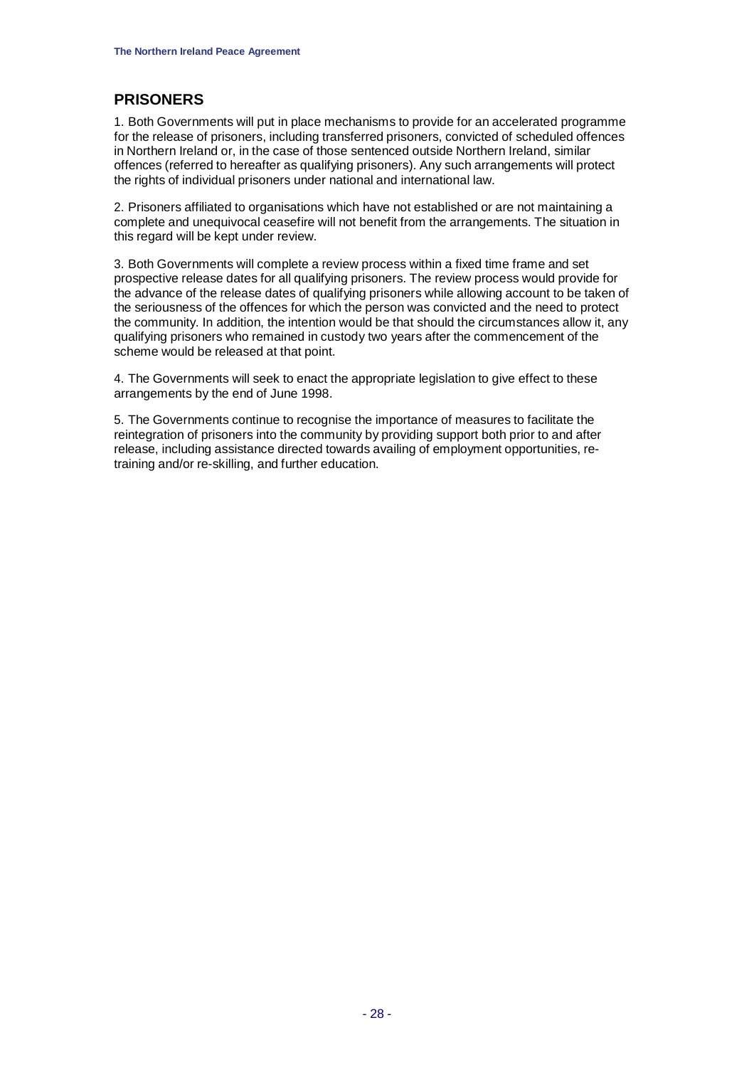## PRISONERS

1. Both Governments will put in place mechanisms to provide for an accelerated programme for the release of prisoners, including transferred prisoners, convicted of scheduled offences in Northern Ireland or, in the case of those sentenced outside Northern Ireland, similar offences (referred to hereafter as qualifying prisoners). Any such arrangements will protect the rights of individual prisoners under national and international law.

2. Prisoners affiliated to organisations which have not established or are not maintaining a complete and unequivocal ceasefire will not benefit from the arrangements. The situation in this regard will be kept under review.

3. Both Governments will complete a review process within a fixed time frame and set prospective release dates for all qualifying prisoners. The review process would provide for the advance of the release dates of qualifying prisoners while allowing account to be taken of the seriousness of the offences for which the person was convicted and the need to protect the community. In addition, the intention would be that should the circumstances allow it, any qualifying prisoners who remained in custody two years after the commencement of the scheme would be released at that point.

4. The Governments will seek to enact the appropriate legislation to give effect to these arrangements by the end of June 1998.

5. The Governments continue to recognise the importance of measures to facilitate the reintegration of prisoners into the community by providing support both prior to and after release, including assistance directed towards availing of employment opportunities, re-training and/or re-skilling, and further education.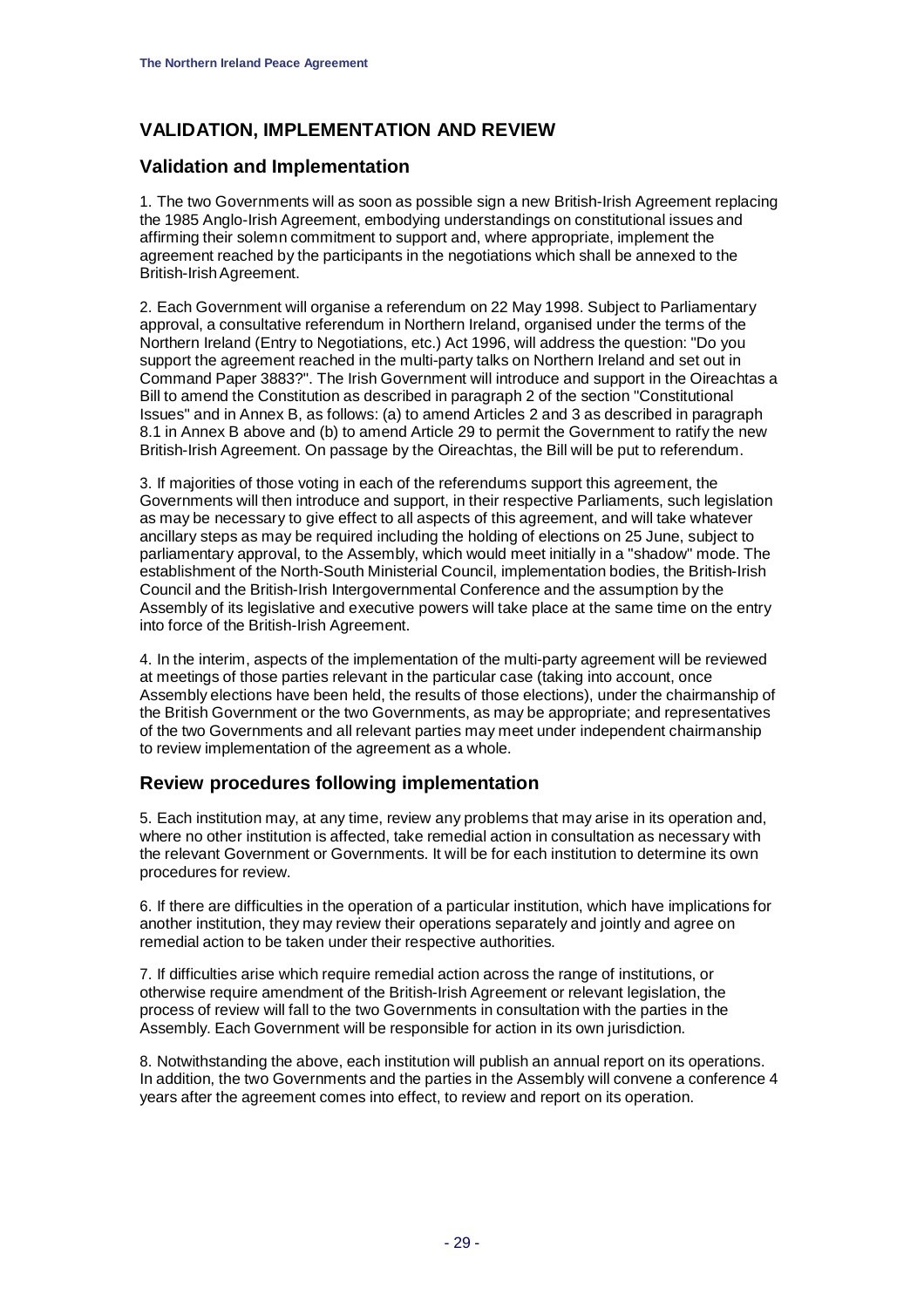## VALIDATION, IMPLEMENTATION AND REVIEW

### Validation and Implementation

1. The two Governments will as soon as possible sign a new British-Irish Agreement replacing the 1985 Anglo-Irish Agreement, embodying understandings on constitutional issues and affirming their solemn commitment to support and, where appropriate, implement the agreement reached by the participants in the negotiations which shall be annexed to the British-Irish Agreement.

2. Each Government will organise a referendum on 22 May 1998. Subject to Parliamentary approval, a consultative referendum in Northern Ireland, organised under the terms of the Northern Ireland (Entry to Negotiations, etc.) Act 1996, will address the question: "Do you support the agreement reached in the multi-party talks on Northern Ireland and set out in Command Paper 3883?". The Irish Government will introduce and support in the Oireachtas a Bill to amend the Constitution as described in paragraph 2 of the section "Constitutional Issues" and in Annex B, as follows: (a) to amend Articles 2 and 3 as described in paragraph 8.1 in Annex B above and (b) to amend Article 29 to permit the Government to ratify the new British-Irish Agreement. On passage by the Oireachtas, the Bill will be put to referendum.

3. If majorities of those voting in each of the referendums support this agreement, the Governments will then introduce and support, in their respective Parliaments, such legislation as may be necessary to give effect to all aspects of this agreement, and will take whatever ancillary steps as may be required including the holding of elections on 25 June, subject to parliamentary approval, to the Assembly, which would meet initially in a "shadow" mode. The establishment of the North-South Ministerial Council, implementation bodies, the British-Irish Council and the British-Irish Intergovernmental Conference and the assumption by the Assembly of its legislative and executive powers will take place at the same time on the entry into force of the British-Irish Agreement.

4. In the interim, aspects of the implementation of the multi-party agreement will be reviewed at meetings of those parties relevant in the particular case (taking into account, once Assembly elections have been held, the results of those elections), under the chairmanship of the British Government or the two Governments, as may be appropriate; and representatives of the two Governments and all relevant parties may meet under independent chairmanship to review implementation of the agreement as a whole.

### Review procedures following implementation

5. Each institution may, at any time, review any problems that may arise in its operation and, where no other institution is affected, take remedial action in consultation as necessary with the relevant Government or Governments. It will be for each institution to determine its own procedures for review.

6. If there are difficulties in the operation of a particular institution, which have implications for another institution, they may review their operations separately and jointly and agree on remedial action to be taken under their respective authorities.

7. If difficulties arise which require remedial action across the range of institutions, or otherwise require amendment of the British-Irish Agreement or relevant legislation, the process of review will fall to the two Governments in consultation with the parties in the Assembly. Each Government will be responsible for action in its own jurisdiction.

8. Notwithstanding the above, each institution will publish an annual report on its operations. In addition, the two Governments and the parties in the Assembly will convene a conference 4 years after the agreement comes into effect, to review and report on its operation.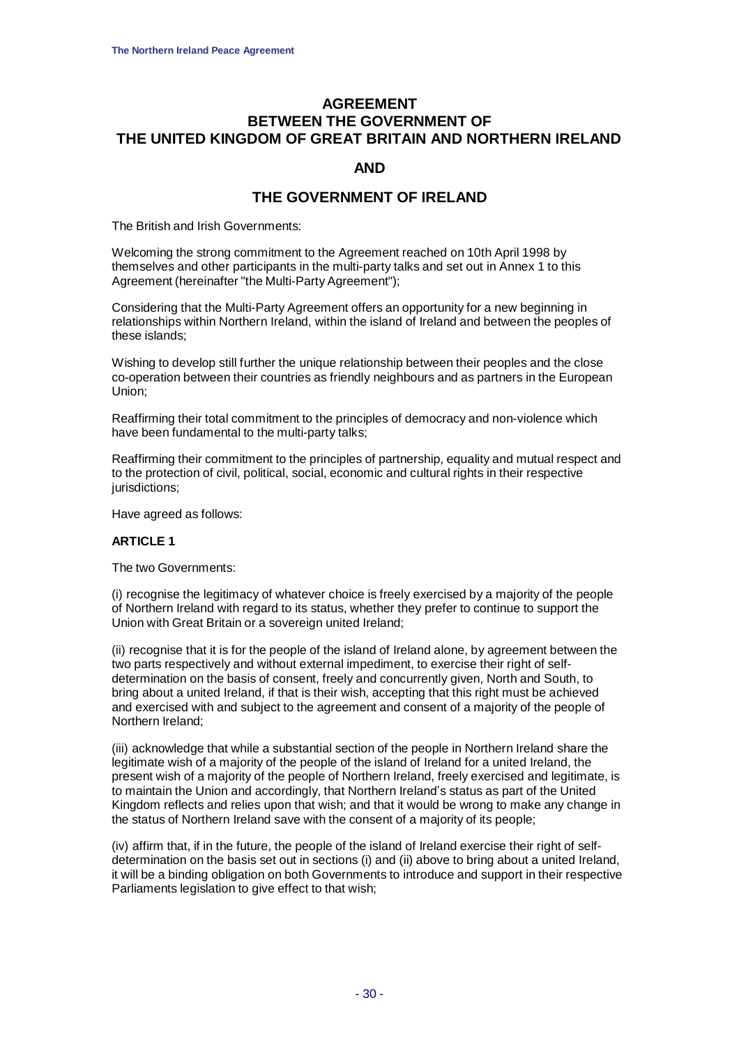# AGREEMENT BETWEEN THE GOVERNMENT OF THE UNITED KINGDOM OF GREAT BRITAIN AND NORTHERN IRELAND

## AND

## THE GOVERNMENT OF IRELAND

The British and Irish Governments:

Welcoming the strong commitment to the Agreement reached on 10th April 1998 by themselves and other participants in the multi-party talks and set out in Annex 1 to this Agreement (hereinafter "the Multi-Party Agreement");

Considering that the Multi-Party Agreement offers an opportunity for a new beginning in relationships within Northern Ireland, within the island of Ireland and between the peoples of these islands;

Wishing to develop still further the unique relationship between their peoples and the close co-operation between their countries as friendly neighbours and as partners in the European Union;

Reaffirming their total commitment to the principles of democracy and non-violence which have been fundamental to the multi-party talks;

Reaffirming their commitment to the principles of partnership, equality and mutual respect and to the protection of civil, political, social, economic and cultural rights in their respective jurisdictions;

Have agreed as follows:

**ARTICLE 1**

The two Governments:

(i) recognise the legitimacy of whatever choice is freely exercised by a majority of the people of Northern Ireland with regard to its status, whether they prefer to continue to support the Union with Great Britain or a sovereign united Ireland;

(ii) recognise that it is for the people of the island of Ireland alone, by agreement between the two parts respectively and without external impediment, to exercise their right of self-determination on the basis of consent, freely and concurrently given, North and South, to bring about a united Ireland, if that is their wish, accepting that this right must be achieved and exercised with and subject to the agreement and consent of a majority of the people of Northern Ireland;

(iii) acknowledge that while a substantial section of the people in Northern Ireland share the legitimate wish of a majority of the people of the island of Ireland for a united Ireland, the present wish of a majority of the people of Northern Ireland, freely exercised and legitimate, is to maintain the Union and accordingly, that Northern Ireland's status as part of the United Kingdom reflects and relies upon that wish; and that it would be wrong to make any change in the status of Northern Ireland save with the consent of a majority of its people;

(iv) affirm that, if in the future, the people of the island of Ireland exercise their right of self-determination on the basis set out in sections (i) and (ii) above to bring about a united Ireland, it will be a binding obligation on both Governments to introduce and support in their respective Parliaments legislation to give effect to that wish;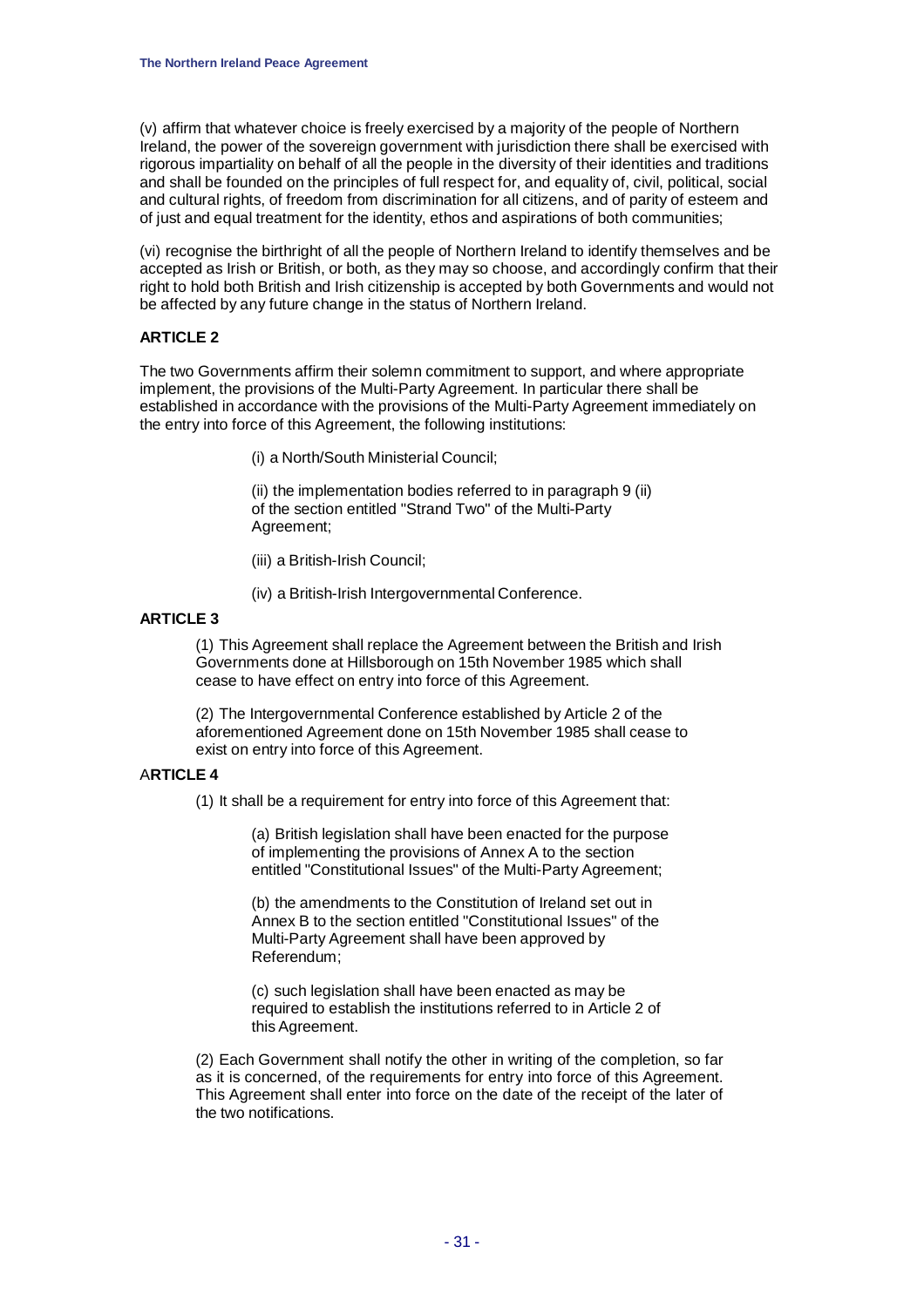(v) affirm that whatever choice is freely exercised by a majority of the people of Northern Ireland, the power of the sovereign government with jurisdiction there shall be exercised with rigorous impartiality on behalf of all the people in the diversity of their identities and traditions and shall be founded on the principles of full respect for, and equality of, civil, political, social and cultural rights, of freedom from discrimination for all citizens, and of parity of esteem and of just and equal treatment for the identity, ethos and aspirations of both communities;

(vi) recognise the birthright of all the people of Northern Ireland to identify themselves and be accepted as Irish or British, or both, as they may so choose, and accordingly confirm that their right to hold both British and Irish citizenship is accepted by both Governments and would not be affected by any future change in the status of Northern Ireland.

**ARTICLE 2**

The two Governments affirm their solemn commitment to support, and where appropriate implement, the provisions of the Multi-Party Agreement. In particular there shall be established in accordance with the provisions of the Multi-Party Agreement immediately on the entry into force of this Agreement, the following institutions:

(i) a North/South Ministerial Council;

(ii) the implementation bodies referred to in paragraph 9 (ii) of the section entitled "Strand Two" of the Multi-Party Agreement;

(iii) a British-Irish Council;

(iv) a British-Irish Intergovernmental Conference.

**ARTICLE 3**

(1) This Agreement shall replace the Agreement between the British and Irish Governments done at Hillsborough on 15th November 1985 which shall cease to have effect on entry into force of this Agreement.

(2) The Intergovernmental Conference established by Article 2 of the aforementioned Agreement done on 15th November 1985 shall cease to exist on entry into force of this Agreement.

**ARTICLE 4**

(1) It shall be a requirement for entry into force of this Agreement that:

(a) British legislation shall have been enacted for the purpose of implementing the provisions of Annex A to the section entitled "Constitutional Issues" of the Multi-Party Agreement;

(b) the amendments to the Constitution of Ireland set out in Annex B to the section entitled "Constitutional Issues" of the Multi-Party Agreement shall have been approved by Referendum;

(c) such legislation shall have been enacted as may be required to establish the institutions referred to in Article 2 of this Agreement.

(2) Each Government shall notify the other in writing of the completion, so far as it is concerned, of the requirements for entry into force of this Agreement. This Agreement shall enter into force on the date of the receipt of the later of the two notifications.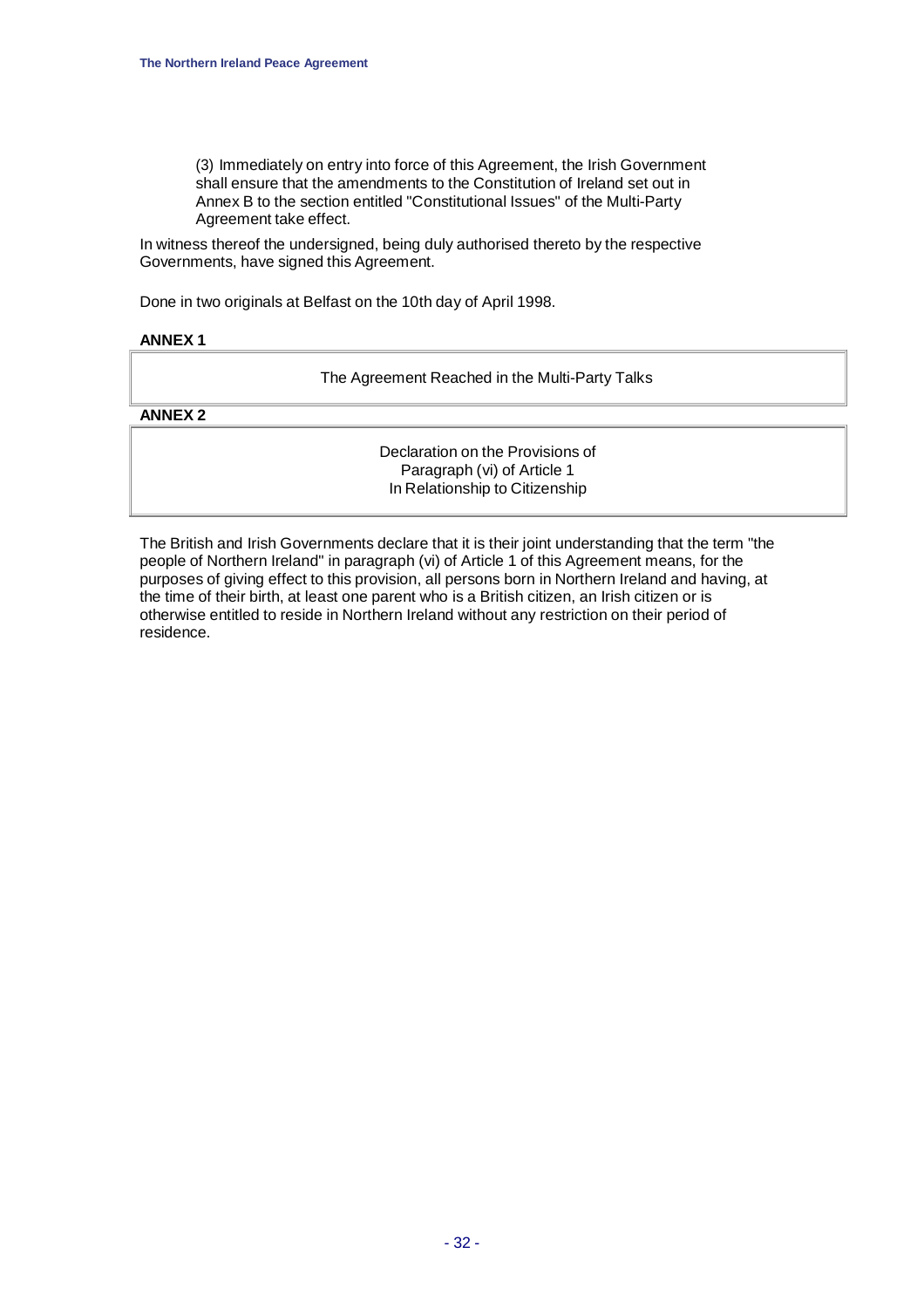(3) Immediately on entry into force of this Agreement, the Irish Government shall ensure that the amendments to the Constitution of Ireland set out in Annex B to the section entitled "Constitutional Issues" of the Multi-Party Agreement take effect.

In witness thereof the undersigned, being duly authorised thereto by the respective Governments, have signed this Agreement.

Done in two originals at Belfast on the 10th day of April 1998.

**ANNEX 1**

The Agreement Reached in the Multi-Party Talks

**ANNEX 2**

Declaration on the Provisions of
Paragraph (vi) of Article 1
In Relationship to Citizenship

The British and Irish Governments declare that it is their joint understanding that the term "the people of Northern Ireland" in paragraph (vi) of Article 1 of this Agreement means, for the purposes of giving effect to this provision, all persons born in Northern Ireland and having, at the time of their birth, at least one parent who is a British citizen, an Irish citizen or is otherwise entitled to reside in Northern Ireland without any restriction on their period of residence.